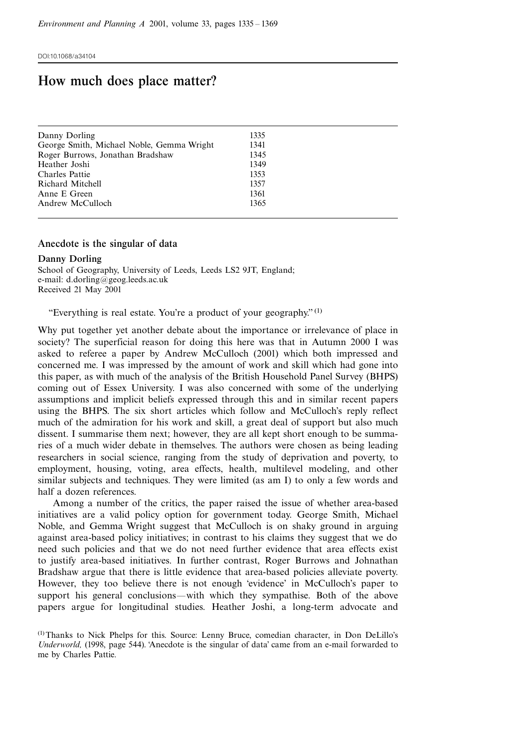DOI:10.1068/a34104

# How much does place matter?

| | |
|---|---|
| Danny Dorling | 1335 |
| George Smith, Michael Noble, Gemma Wright | 1341 |
| Roger Burrows, Jonathan Bradshaw | 1345 |
| Heather Joshi | 1349 |
| Charles Pattie | 1353 |
| Richard Mitchell | 1357 |
| Anne E Green | 1361 |
| Andrew McCulloch | 1365 |

## Anecdote is the singular of data

**Danny Dorling**

School of Geography, University of Leeds, Leeds LS2 9JT, England;
e-mail: d.dorling@geog.leeds.ac.uk
Received 21 May 2001

"Everything is real estate. You're a product of your geography." [1]

Why put together yet another debate about the importance or irrelevance of place in society? The superficial reason for doing this here was that in Autumn 2000 I was asked to referee a paper by Andrew McCulloch (2001) which both impressed and concerned me. I was impressed by the amount of work and skill which had gone into this paper, as with much of the analysis of the British Household Panel Survey (BHPS) coming out of Essex University. I was also concerned with some of the underlying assumptions and implicit beliefs expressed through this and in similar recent papers using the BHPS. The six short articles which follow and McCulloch's reply reflect much of the admiration for his work and skill, a great deal of support but also much dissent. I summarise them next; however, they are all kept short enough to be summaries of a much wider debate in themselves. The authors were chosen as being leading researchers in social science, ranging from the study of deprivation and poverty, to employment, housing, voting, area effects, health, multilevel modeling, and other similar subjects and techniques. They were limited (as am I) to only a few words and half a dozen references.

Among a number of the critics, the paper raised the issue of whether area-based initiatives are a valid policy option for government today. George Smith, Michael Noble, and Gemma Wright suggest that McCulloch is on shaky ground in arguing against area-based policy initiatives; in contrast to his claims they suggest that we do need such policies and that we do not need further evidence that area effects exist to justify area-based initiatives. In further contrast, Roger Burrows and Johnathan Bradshaw argue that there is little evidence that area-based policies alleviate poverty. However, they too believe there is not enough 'evidence' in McCulloch's paper to support his general conclusions—with which they sympathise. Both of the above papers argue for longitudinal studies. Heather Joshi, a long-term advocate and

[1] Thanks to Nick Phelps for this. Source: Lenny Bruce, comedian character, in Don DeLillo's *Underworld,* (1998, page 544). 'Anecdote is the singular of data' came from an e-mail forwarded to me by Charles Pattie.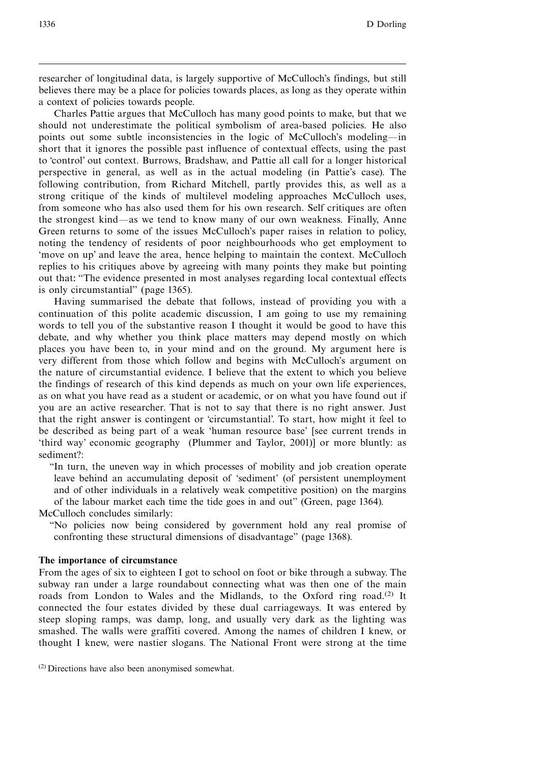researcher of longitudinal data, is largely supportive of McCulloch's findings, but still believes there may be a place for policies towards places, as long as they operate within a context of policies towards people.

Charles Pattie argues that McCulloch has many good points to make, but that we should not underestimate the political symbolism of area-based policies. He also points out some subtle inconsistencies in the logic of McCulloch's modeling—in short that it ignores the possible past influence of contextual effects, using the past to 'control' out context. Burrows, Bradshaw, and Pattie all call for a longer historical perspective in general, as well as in the actual modeling (in Pattie's case). The following contribution, from Richard Mitchell, partly provides this, as well as a strong critique of the kinds of multilevel modeling approaches McCulloch uses, from someone who has also used them for his own research. Self critiques are often the strongest kind—as we tend to know many of our own weakness. Finally, Anne Green returns to some of the issues McCulloch's paper raises in relation to policy, noting the tendency of residents of poor neighbourhoods who get employment to 'move on up' and leave the area, hence helping to maintain the context. McCulloch replies to his critiques above by agreeing with many points they make but pointing out that: "The evidence presented in most analyses regarding local contextual effects is only circumstantial" (page 1365).

Having summarised the debate that follows, instead of providing you with a continuation of this polite academic discussion, I am going to use my remaining words to tell you of the substantive reason I thought it would be good to have this debate, and why whether you think place matters may depend mostly on which places you have been to, in your mind and on the ground. My argument here is very different from those which follow and begins with McCulloch's argument on the nature of circumstantial evidence. I believe that the extent to which you believe the findings of research of this kind depends as much on your own life experiences, as on what you have read as a student or academic, or on what you have found out if you are an active researcher. That is not to say that there is no right answer. Just that the right answer is contingent or 'circumstantial'. To start, how might it feel to be described as being part of a weak 'human resource base' [see current trends in 'third way' economic geography (Plummer and Taylor, 2001)] or more bluntly: as sediment?:

> "In turn, the uneven way in which processes of mobility and job creation operate leave behind an accumulating deposit of 'sediment' (of persistent unemployment and of other individuals in a relatively weak competitive position) on the margins of the labour market each time the tide goes in and out" (Green, page 1364).

McCulloch concludes similarly:

> "No policies now being considered by government hold any real promise of confronting these structural dimensions of disadvantage" (page 1368).

### The importance of circumstance

From the ages of six to eighteen I got to school on foot or bike through a subway. The subway ran under a large roundabout connecting what was then one of the main roads from London to Wales and the Midlands, to the Oxford ring road.[2] It connected the four estates divided by these dual carriageways. It was entered by steep sloping ramps, was damp, long, and usually very dark as the lighting was smashed. The walls were graffiti covered. Among the names of children I knew, or thought I knew, were nastier slogans. The National Front were strong at the time

[2] Directions have also been anonymised somewhat.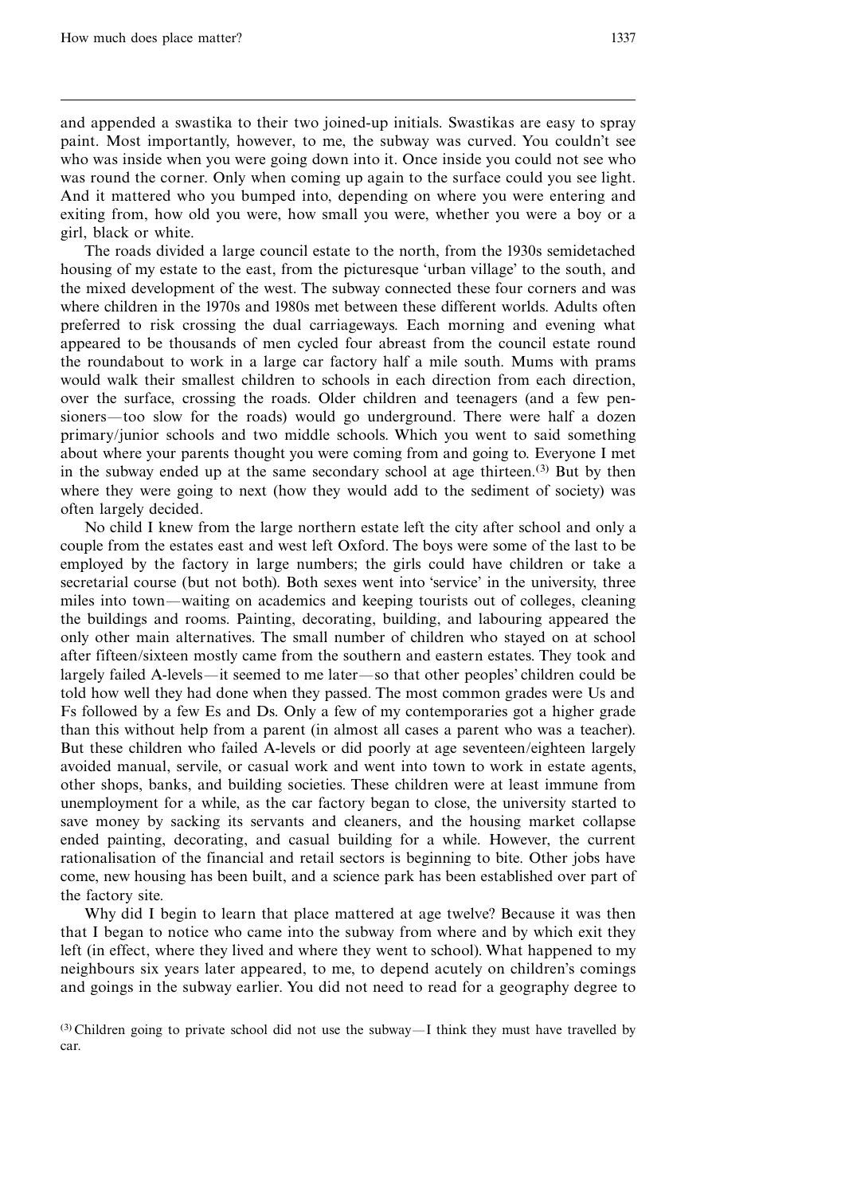and appended a swastika to their two joined-up initials. Swastikas are easy to spray paint. Most importantly, however, to me, the subway was curved. You couldn't see who was inside when you were going down into it. Once inside you could not see who was round the corner. Only when coming up again to the surface could you see light. And it mattered who you bumped into, depending on where you were entering and exiting from, how old you were, how small you were, whether you were a boy or a girl, black or white.

The roads divided a large council estate to the north, from the 1930s semidetached housing of my estate to the east, from the picturesque 'urban village' to the south, and the mixed development of the west. The subway connected these four corners and was where children in the 1970s and 1980s met between these different worlds. Adults often preferred to risk crossing the dual carriageways. Each morning and evening what appeared to be thousands of men cycled four abreast from the council estate round the roundabout to work in a large car factory half a mile south. Mums with prams would walk their smallest children to schools in each direction from each direction, over the surface, crossing the roads. Older children and teenagers (and a few pensioners—too slow for the roads) would go underground. There were half a dozen primary/junior schools and two middle schools. Which you went to said something about where your parents thought you were coming from and going to. Everyone I met in the subway ended up at the same secondary school at age thirteen.[3] But by then where they were going to next (how they would add to the sediment of society) was often largely decided.

No child I knew from the large northern estate left the city after school and only a couple from the estates east and west left Oxford. The boys were some of the last to be employed by the factory in large numbers; the girls could have children or take a secretarial course (but not both). Both sexes went into 'service' in the university, three miles into town—waiting on academics and keeping tourists out of colleges, cleaning the buildings and rooms. Painting, decorating, building, and labouring appeared the only other main alternatives. The small number of children who stayed on at school after fifteen/sixteen mostly came from the southern and eastern estates. They took and largely failed A-levels—it seemed to me later—so that other peoples' children could be told how well they had done when they passed. The most common grades were Us and Fs followed by a few Es and Ds. Only a few of my contemporaries got a higher grade than this without help from a parent (in almost all cases a parent who was a teacher). But these children who failed A-levels or did poorly at age seventeen/eighteen largely avoided manual, servile, or casual work and went into town to work in estate agents, other shops, banks, and building societies. These children were at least immune from unemployment for a while, as the car factory began to close, the university started to save money by sacking its servants and cleaners, and the housing market collapse ended painting, decorating, and casual building for a while. However, the current rationalisation of the financial and retail sectors is beginning to bite. Other jobs have come, new housing has been built, and a science park has been established over part of the factory site.

Why did I begin to learn that place mattered at age twelve? Because it was then that I began to notice who came into the subway from where and by which exit they left (in effect, where they lived and where they went to school). What happened to my neighbours six years later appeared, to me, to depend acutely on children's comings and goings in the subway earlier. You did not need to read for a geography degree to

[3] Children going to private school did not use the subway—I think they must have travelled by car.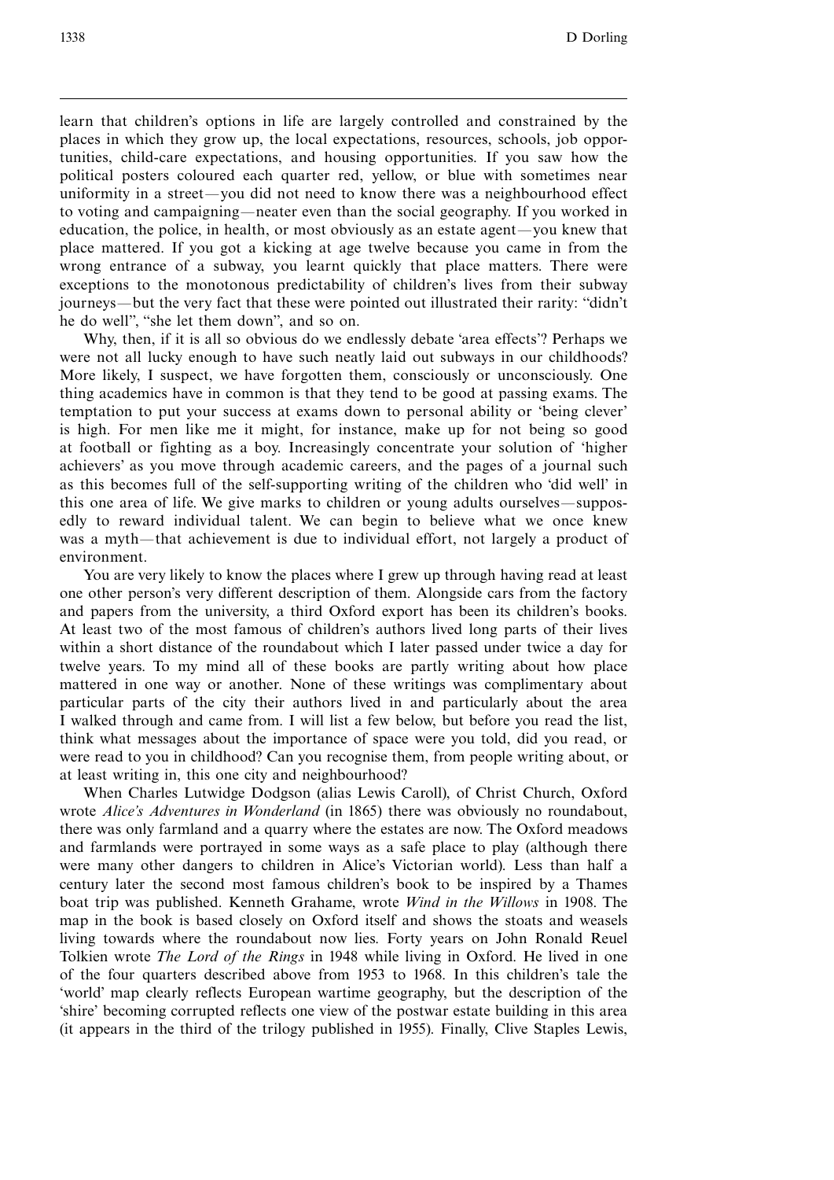learn that children's options in life are largely controlled and constrained by the places in which they grow up, the local expectations, resources, schools, job opportunities, child-care expectations, and housing opportunities. If you saw how the political posters coloured each quarter red, yellow, or blue with sometimes near uniformity in a street—you did not need to know there was a neighbourhood effect to voting and campaigning—neater even than the social geography. If you worked in education, the police, in health, or most obviously as an estate agent—you knew that place mattered. If you got a kicking at age twelve because you came in from the wrong entrance of a subway, you learnt quickly that place matters. There were exceptions to the monotonous predictability of children's lives from their subway journeys—but the very fact that these were pointed out illustrated their rarity: "didn't he do well", "she let them down", and so on.

Why, then, if it is all so obvious do we endlessly debate 'area effects'? Perhaps we were not all lucky enough to have such neatly laid out subways in our childhoods? More likely, I suspect, we have forgotten them, consciously or unconsciously. One thing academics have in common is that they tend to be good at passing exams. The temptation to put your success at exams down to personal ability or 'being clever' is high. For men like me it might, for instance, make up for not being so good at football or fighting as a boy. Increasingly concentrate your solution of 'higher achievers' as you move through academic careers, and the pages of a journal such as this becomes full of the self-supporting writing of the children who 'did well' in this one area of life. We give marks to children or young adults ourselves—supposedly to reward individual talent. We can begin to believe what we once knew was a myth—that achievement is due to individual effort, not largely a product of environment.

You are very likely to know the places where I grew up through having read at least one other person's very different description of them. Alongside cars from the factory and papers from the university, a third Oxford export has been its children's books. At least two of the most famous of children's authors lived long parts of their lives within a short distance of the roundabout which I later passed under twice a day for twelve years. To my mind all of these books are partly writing about how place mattered in one way or another. None of these writings was complimentary about particular parts of the city their authors lived in and particularly about the area I walked through and came from. I will list a few below, but before you read the list, think what messages about the importance of space were you told, did you read, or were read to you in childhood? Can you recognise them, from people writing about, or at least writing in, this one city and neighbourhood?

When Charles Lutwidge Dodgson (alias Lewis Caroll), of Christ Church, Oxford wrote *Alice's Adventures in Wonderland* (in 1865) there was obviously no roundabout, there was only farmland and a quarry where the estates are now. The Oxford meadows and farmlands were portrayed in some ways as a safe place to play (although there were many other dangers to children in Alice's Victorian world). Less than half a century later the second most famous children's book to be inspired by a Thames boat trip was published. Kenneth Grahame, wrote *Wind in the Willows* in 1908. The map in the book is based closely on Oxford itself and shows the stoats and weasels living towards where the roundabout now lies. Forty years on John Ronald Reuel Tolkien wrote *The Lord of the Rings* in 1948 while living in Oxford. He lived in one of the four quarters described above from 1953 to 1968. In this children's tale the 'world' map clearly reflects European wartime geography, but the description of the 'shire' becoming corrupted reflects one view of the postwar estate building in this area (it appears in the third of the trilogy published in 1955). Finally, Clive Staples Lewis,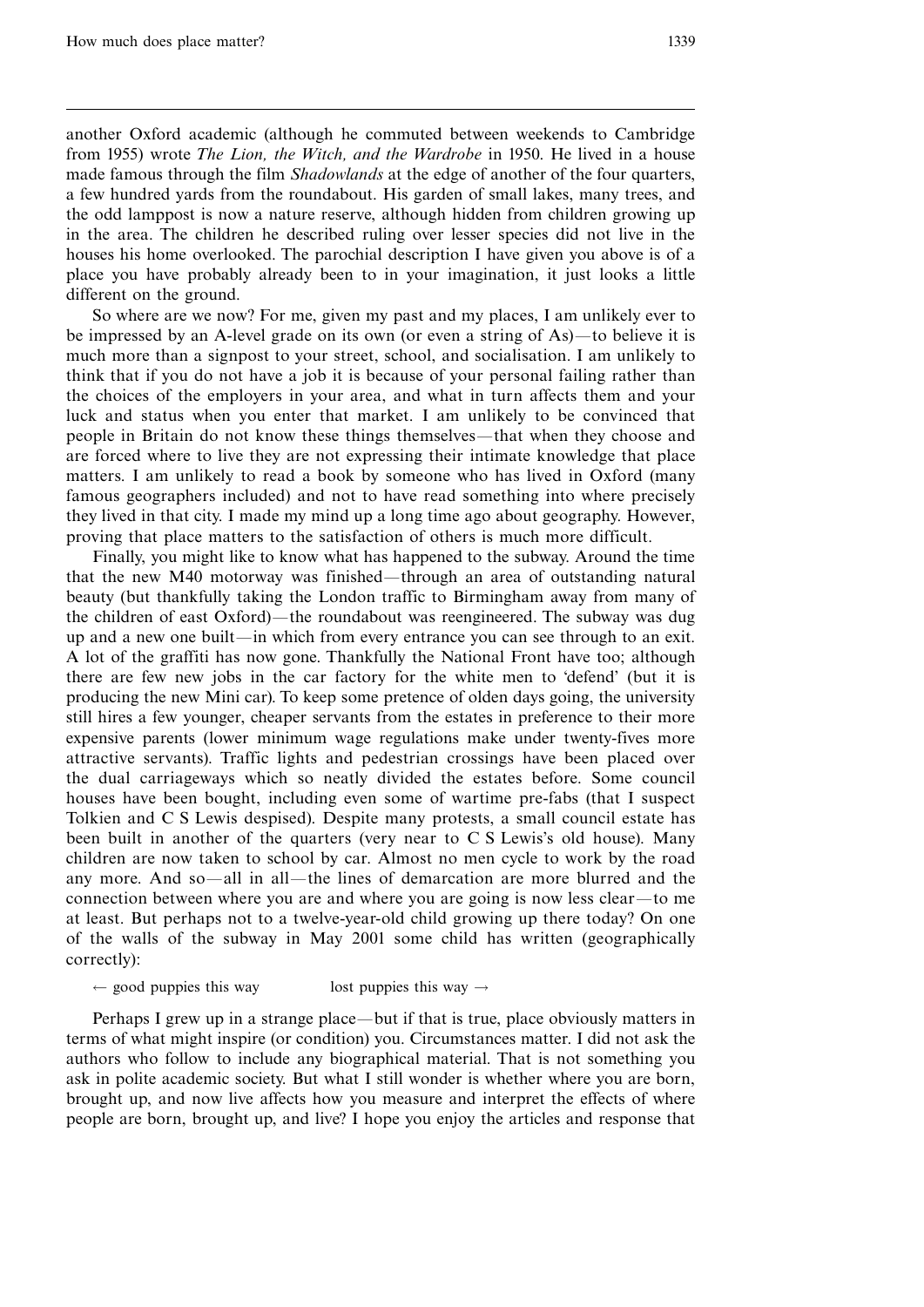another Oxford academic (although he commuted between weekends to Cambridge from 1955) wrote *The Lion, the Witch, and the Wardrobe* in 1950. He lived in a house made famous through the film *Shadowlands* at the edge of another of the four quarters, a few hundred yards from the roundabout. His garden of small lakes, many trees, and the odd lamppost is now a nature reserve, although hidden from children growing up in the area. The children he described ruling over lesser species did not live in the houses his home overlooked. The parochial description I have given you above is of a place you have probably already been to in your imagination, it just looks a little different on the ground.

So where are we now? For me, given my past and my places, I am unlikely ever to be impressed by an A-level grade on its own (or even a string of As)—to believe it is much more than a signpost to your street, school, and socialisation. I am unlikely to think that if you do not have a job it is because of your personal failing rather than the choices of the employers in your area, and what in turn affects them and your luck and status when you enter that market. I am unlikely to be convinced that people in Britain do not know these things themselves—that when they choose and are forced where to live they are not expressing their intimate knowledge that place matters. I am unlikely to read a book by someone who has lived in Oxford (many famous geographers included) and not to have read something into where precisely they lived in that city. I made my mind up a long time ago about geography. However, proving that place matters to the satisfaction of others is much more difficult.

Finally, you might like to know what has happened to the subway. Around the time that the new M40 motorway was finished—through an area of outstanding natural beauty (but thankfully taking the London traffic to Birmingham away from many of the children of east Oxford)—the roundabout was reengineered. The subway was dug up and a new one built—in which from every entrance you can see through to an exit. A lot of the graffiti has now gone. Thankfully the National Front have too; although there are few new jobs in the car factory for the white men to 'defend' (but it is producing the new Mini car). To keep some pretence of olden days going, the university still hires a few younger, cheaper servants from the estates in preference to their more expensive parents (lower minimum wage regulations make under twenty-fives more attractive servants). Traffic lights and pedestrian crossings have been placed over the dual carriageways which so neatly divided the estates before. Some council houses have been bought, including even some of wartime pre-fabs (that I suspect Tolkien and C S Lewis despised). Despite many protests, a small council estate has been built in another of the quarters (very near to C S Lewis's old house). Many children are now taken to school by car. Almost no men cycle to work by the road any more. And so—all in all—the lines of demarcation are more blurred and the connection between where you are and where you are going is now less clear—to me at least. But perhaps not to a twelve-year-old child growing up there today? On one of the walls of the subway in May 2001 some child has written (geographically correctly):

← good puppies this way     lost puppies this way →

Perhaps I grew up in a strange place—but if that is true, place obviously matters in terms of what might inspire (or condition) you. Circumstances matter. I did not ask the authors who follow to include any biographical material. That is not something you ask in polite academic society. But what I still wonder is whether where you are born, brought up, and now live affects how you measure and interpret the effects of where people are born, brought up, and live? I hope you enjoy the articles and response that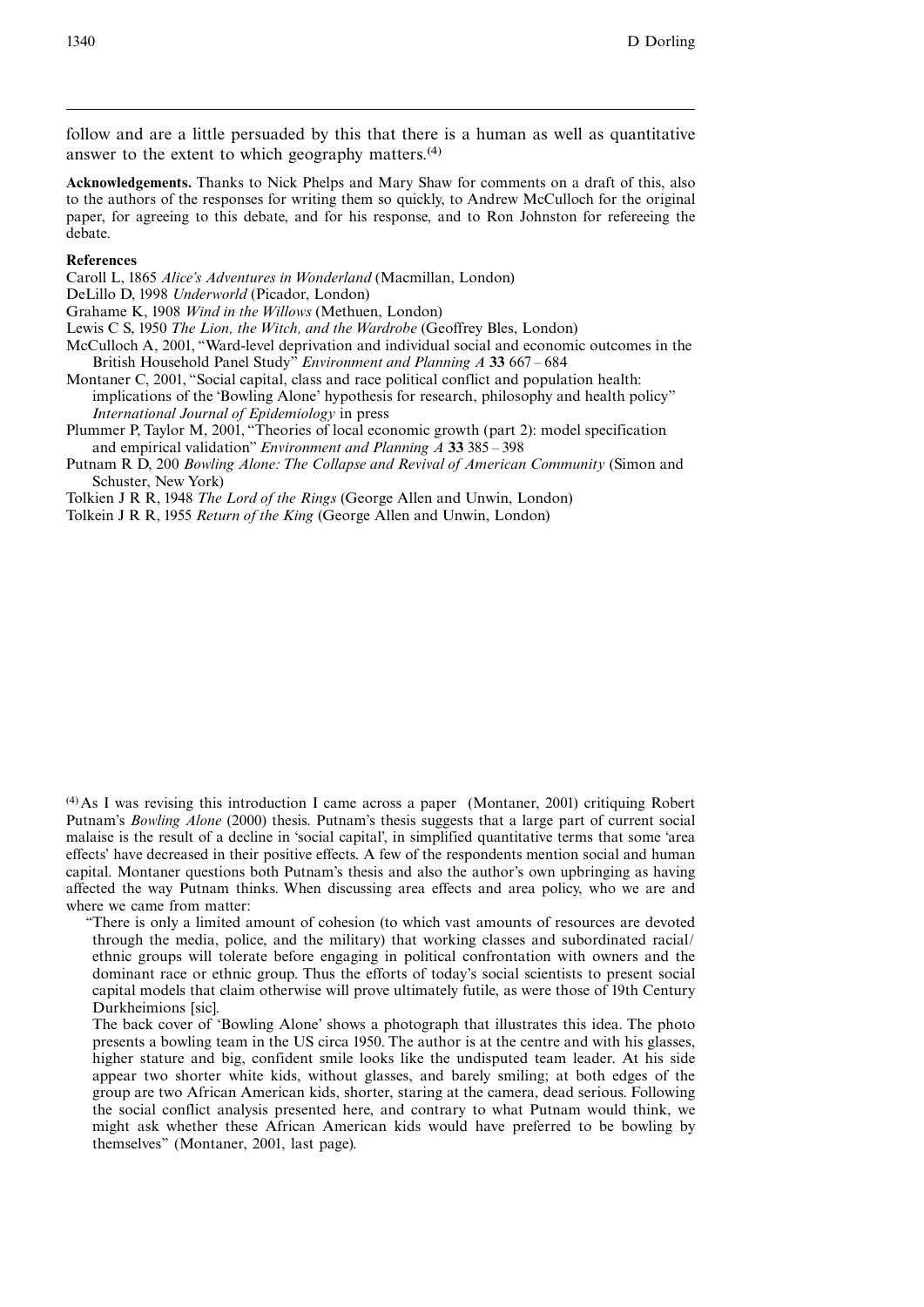follow and are a little persuaded by this that there is a human as well as quantitative answer to the extent to which geography matters.[4]

**Acknowledgements.** Thanks to Nick Phelps and Mary Shaw for comments on a draft of this, also to the authors of the responses for writing them so quickly, to Andrew McCulloch for the original paper, for agreeing to this debate, and for his response, and to Ron Johnston for refereeing the debate.

**References**

Caroll L, 1865 *Alice's Adventures in Wonderland* (Macmillan, London)

DeLillo D, 1998 *Underworld* (Picador, London)

Grahame K, 1908 *Wind in the Willows* (Methuen, London)

Lewis C S, 1950 *The Lion, the Witch, and the Wardrobe* (Geoffrey Bles, London)

McCulloch A, 2001, "Ward-level deprivation and individual social and economic outcomes in the British Household Panel Study" *Environment and Planning A* **33** 667 – 684

Montaner C, 2001, "Social capital, class and race political conflict and population health: implications of the 'Bowling Alone' hypothesis for research, philosophy and health policy" *International Journal of Epidemiology* in press

Plummer P, Taylor M, 2001, "Theories of local economic growth (part 2): model specification and empirical validation" *Environment and Planning A* **33** 385 – 398

Putnam R D, 200 *Bowling Alone: The Collapse and Revival of American Community* (Simon and Schuster, New York)

Tolkien J R R, 1948 *The Lord of the Rings* (George Allen and Unwin, London)

Tolkein J R R, 1955 *Return of the King* (George Allen and Unwin, London)

[4] As I was revising this introduction I came across a paper (Montaner, 2001) critiquing Robert Putnam's *Bowling Alone* (2000) thesis. Putnam's thesis suggests that a large part of current social malaise is the result of a decline in 'social capital', in simplified quantitative terms that some 'area effects' have decreased in their positive effects. A few of the respondents mention social and human capital. Montaner questions both Putnam's thesis and also the author's own upbringing as having affected the way Putnam thinks. When discussing area effects and area policy, who we are and where we came from matter:

> "There is only a limited amount of cohesion (to which vast amounts of resources are devoted through the media, police, and the military) that working classes and subordinated racial/ethnic groups will tolerate before engaging in political confrontation with owners and the dominant race or ethnic group. Thus the efforts of today's social scientists to present social capital models that claim otherwise will prove ultimately futile, as were those of 19th Century Durkheimions [sic].
>
> The back cover of 'Bowling Alone' shows a photograph that illustrates this idea. The photo presents a bowling team in the US circa 1950. The author is at the centre and with his glasses, higher stature and big, confident smile looks like the undisputed team leader. At his side appear two shorter white kids, without glasses, and barely smiling; at both edges of the group are two African American kids, shorter, staring at the camera, dead serious. Following the social conflict analysis presented here, and contrary to what Putnam would think, we might ask whether these African American kids would have preferred to be bowling by themselves" (Montaner, 2001, last page).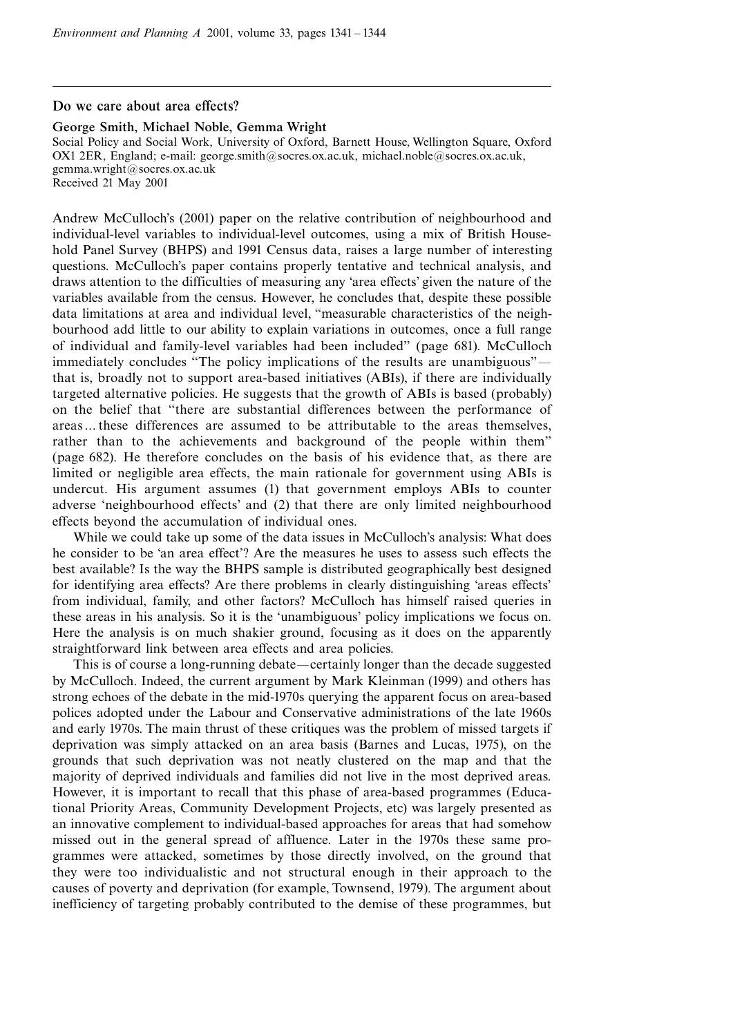## Do we care about area effects?

**George Smith, Michael Noble, Gemma Wright**

Social Policy and Social Work, University of Oxford, Barnett House, Wellington Square, Oxford OX1 2ER, England; e-mail: george.smith@socres.ox.ac.uk, michael.noble@socres.ox.ac.uk, gemma.wright@socres.ox.ac.uk

Received 21 May 2001

Andrew McCulloch's (2001) paper on the relative contribution of neighbourhood and individual-level variables to individual-level outcomes, using a mix of British Household Panel Survey (BHPS) and 1991 Census data, raises a large number of interesting questions. McCulloch's paper contains properly tentative and technical analysis, and draws attention to the difficulties of measuring any 'area effects' given the nature of the variables available from the census. However, he concludes that, despite these possible data limitations at area and individual level, "measurable characteristics of the neighbourhood add little to our ability to explain variations in outcomes, once a full range of individual and family-level variables had been included" (page 681). McCulloch immediately concludes "The policy implications of the results are unambiguous"—that is, broadly not to support area-based initiatives (ABIs), if there are individually targeted alternative policies. He suggests that the growth of ABIs is based (probably) on the belief that "there are substantial differences between the performance of areas ... these differences are assumed to be attributable to the areas themselves, rather than to the achievements and background of the people within them" (page 682). He therefore concludes on the basis of his evidence that, as there are limited or negligible area effects, the main rationale for government using ABIs is undercut. His argument assumes (1) that government employs ABIs to counter adverse 'neighbourhood effects' and (2) that there are only limited neighbourhood effects beyond the accumulation of individual ones.

While we could take up some of the data issues in McCulloch's analysis: What does he consider to be 'an area effect'? Are the measures he uses to assess such effects the best available? Is the way the BHPS sample is distributed geographically best designed for identifying area effects? Are there problems in clearly distinguishing 'areas effects' from individual, family, and other factors? McCulloch has himself raised queries in these areas in his analysis. So it is the 'unambiguous' policy implications we focus on. Here the analysis is on much shakier ground, focusing as it does on the apparently straightforward link between area effects and area policies.

This is of course a long-running debate—certainly longer than the decade suggested by McCulloch. Indeed, the current argument by Mark Kleinman (1999) and others has strong echoes of the debate in the mid-1970s querying the apparent focus on area-based polices adopted under the Labour and Conservative administrations of the late 1960s and early 1970s. The main thrust of these critiques was the problem of missed targets if deprivation was simply attacked on an area basis (Barnes and Lucas, 1975), on the grounds that such deprivation was not neatly clustered on the map and that the majority of deprived individuals and families did not live in the most deprived areas. However, it is important to recall that this phase of area-based programmes (Educational Priority Areas, Community Development Projects, etc) was largely presented as an innovative complement to individual-based approaches for areas that had somehow missed out in the general spread of affluence. Later in the 1970s these same programmes were attacked, sometimes by those directly involved, on the ground that they were too individualistic and not structural enough in their approach to the causes of poverty and deprivation (for example, Townsend, 1979). The argument about inefficiency of targeting probably contributed to the demise of these programmes, but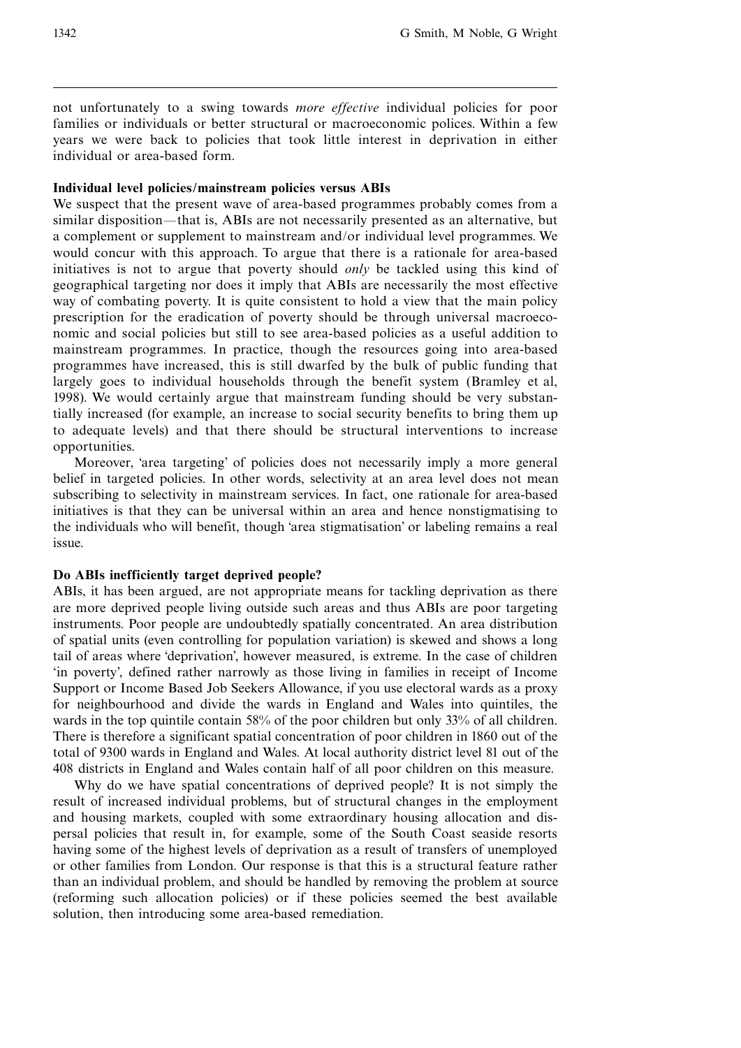not unfortunately to a swing towards *more effective* individual policies for poor families or individuals or better structural or macroeconomic polices. Within a few years we were back to policies that took little interest in deprivation in either individual or area-based form.

**Individual level policies/mainstream policies versus ABIs**

We suspect that the present wave of area-based programmes probably comes from a similar disposition—that is, ABIs are not necessarily presented as an alternative, but a complement or supplement to mainstream and/or individual level programmes. We would concur with this approach. To argue that there is a rationale for area-based initiatives is not to argue that poverty should *only* be tackled using this kind of geographical targeting nor does it imply that ABIs are necessarily the most effective way of combating poverty. It is quite consistent to hold a view that the main policy prescription for the eradication of poverty should be through universal macroeconomic and social policies but still to see area-based policies as a useful addition to mainstream programmes. In practice, though the resources going into area-based programmes have increased, this is still dwarfed by the bulk of public funding that largely goes to individual households through the benefit system (Bramley et al, 1998). We would certainly argue that mainstream funding should be very substantially increased (for example, an increase to social security benefits to bring them up to adequate levels) and that there should be structural interventions to increase opportunities.

Moreover, 'area targeting' of policies does not necessarily imply a more general belief in targeted policies. In other words, selectivity at an area level does not mean subscribing to selectivity in mainstream services. In fact, one rationale for area-based initiatives is that they can be universal within an area and hence nonstigmatising to the individuals who will benefit, though 'area stigmatisation' or labeling remains a real issue.

**Do ABIs inefficiently target deprived people?**

ABIs, it has been argued, are not appropriate means for tackling deprivation as there are more deprived people living outside such areas and thus ABIs are poor targeting instruments. Poor people are undoubtedly spatially concentrated. An area distribution of spatial units (even controlling for population variation) is skewed and shows a long tail of areas where 'deprivation', however measured, is extreme. In the case of children 'in poverty', defined rather narrowly as those living in families in receipt of Income Support or Income Based Job Seekers Allowance, if you use electoral wards as a proxy for neighbourhood and divide the wards in England and Wales into quintiles, the wards in the top quintile contain 58% of the poor children but only 33% of all children. There is therefore a significant spatial concentration of poor children in 1860 out of the total of 9300 wards in England and Wales. At local authority district level 81 out of the 408 districts in England and Wales contain half of all poor children on this measure.

Why do we have spatial concentrations of deprived people? It is not simply the result of increased individual problems, but of structural changes in the employment and housing markets, coupled with some extraordinary housing allocation and dispersal policies that result in, for example, some of the South Coast seaside resorts having some of the highest levels of deprivation as a result of transfers of unemployed or other families from London. Our response is that this is a structural feature rather than an individual problem, and should be handled by removing the problem at source (reforming such allocation policies) or if these policies seemed the best available solution, then introducing some area-based remediation.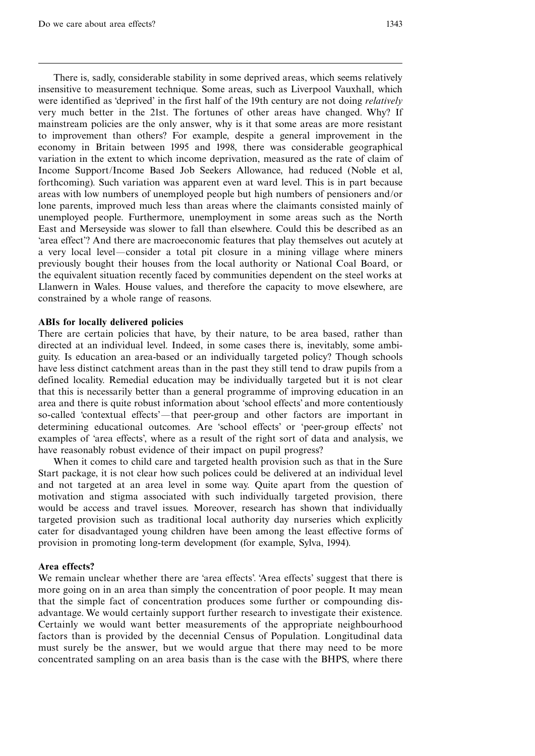There is, sadly, considerable stability in some deprived areas, which seems relatively insensitive to measurement technique. Some areas, such as Liverpool Vauxhall, which were identified as 'deprived' in the first half of the 19th century are not doing *relatively* very much better in the 21st. The fortunes of other areas have changed. Why? If mainstream policies are the only answer, why is it that some areas are more resistant to improvement than others? For example, despite a general improvement in the economy in Britain between 1995 and 1998, there was considerable geographical variation in the extent to which income deprivation, measured as the rate of claim of Income Support/Income Based Job Seekers Allowance, had reduced (Noble et al, forthcoming). Such variation was apparent even at ward level. This is in part because areas with low numbers of unemployed people but high numbers of pensioners and/or lone parents, improved much less than areas where the claimants consisted mainly of unemployed people. Furthermore, unemployment in some areas such as the North East and Merseyside was slower to fall than elsewhere. Could this be described as an 'area effect'? And there are macroeconomic features that play themselves out acutely at a very local level—consider a total pit closure in a mining village where miners previously bought their houses from the local authority or National Coal Board, or the equivalent situation recently faced by communities dependent on the steel works at Llanwern in Wales. House values, and therefore the capacity to move elsewhere, are constrained by a whole range of reasons.

**ABIs for locally delivered policies**

There are certain policies that have, by their nature, to be area based, rather than directed at an individual level. Indeed, in some cases there is, inevitably, some ambiguity. Is education an area-based or an individually targeted policy? Though schools have less distinct catchment areas than in the past they still tend to draw pupils from a defined locality. Remedial education may be individually targeted but it is not clear that this is necessarily better than a general programme of improving education in an area and there is quite robust information about 'school effects' and more contentiously so-called 'contextual effects'—that peer-group and other factors are important in determining educational outcomes. Are 'school effects' or 'peer-group effects' not examples of 'area effects', where as a result of the right sort of data and analysis, we have reasonably robust evidence of their impact on pupil progress?

When it comes to child care and targeted health provision such as that in the Sure Start package, it is not clear how such polices could be delivered at an individual level and not targeted at an area level in some way. Quite apart from the question of motivation and stigma associated with such individually targeted provision, there would be access and travel issues. Moreover, research has shown that individually targeted provision such as traditional local authority day nurseries which explicitly cater for disadvantaged young children have been among the least effective forms of provision in promoting long-term development (for example, Sylva, 1994).

**Area effects?**

We remain unclear whether there are 'area effects'. 'Area effects' suggest that there is more going on in an area than simply the concentration of poor people. It may mean that the simple fact of concentration produces some further or compounding disadvantage. We would certainly support further research to investigate their existence. Certainly we would want better measurements of the appropriate neighbourhood factors than is provided by the decennial Census of Population. Longitudinal data must surely be the answer, but we would argue that there may need to be more concentrated sampling on an area basis than is the case with the BHPS, where there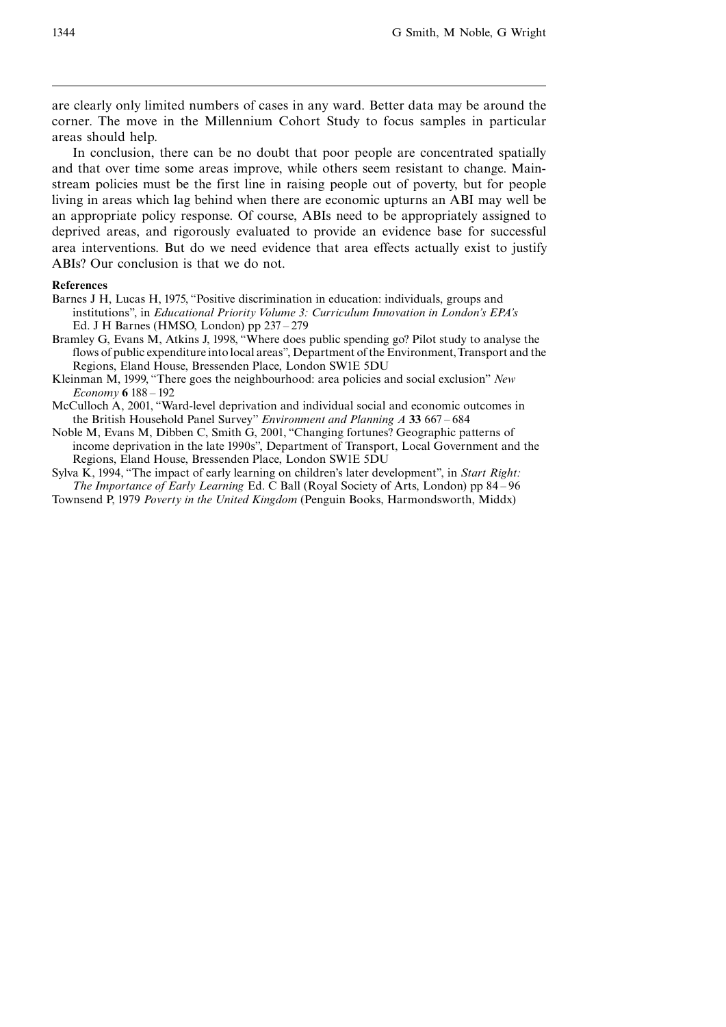are clearly only limited numbers of cases in any ward. Better data may be around the corner. The move in the Millennium Cohort Study to focus samples in particular areas should help.

In conclusion, there can be no doubt that poor people are concentrated spatially and that over time some areas improve, while others seem resistant to change. Mainstream policies must be the first line in raising people out of poverty, but for people living in areas which lag behind when there are economic upturns an ABI may well be an appropriate policy response. Of course, ABIs need to be appropriately assigned to deprived areas, and rigorously evaluated to provide an evidence base for successful area interventions. But do we need evidence that area effects actually exist to justify ABIs? Our conclusion is that we do not.

**References**

Barnes J H, Lucas H, 1975, "Positive discrimination in education: individuals, groups and institutions", in *Educational Priority Volume 3: Curriculum Innovation in London's EPA's* Ed. J H Barnes (HMSO, London) pp 237 – 279

Bramley G, Evans M, Atkins J, 1998, "Where does public spending go? Pilot study to analyse the flows of public expenditure into local areas", Department of the Environment, Transport and the Regions, Eland House, Bressenden Place, London SW1E 5DU

Kleinman M, 1999, "There goes the neighbourhood: area policies and social exclusion" *New Economy* **6** 188 – 192

McCulloch A, 2001, "Ward-level deprivation and individual social and economic outcomes in the British Household Panel Survey" *Environment and Planning A* **33** 667 – 684

Noble M, Evans M, Dibben C, Smith G, 2001, "Changing fortunes? Geographic patterns of income deprivation in the late 1990s", Department of Transport, Local Government and the Regions, Eland House, Bressenden Place, London SW1E 5DU

Sylva K, 1994, "The impact of early learning on children's later development", in *Start Right: The Importance of Early Learning* Ed. C Ball (Royal Society of Arts, London) pp 84 – 96

Townsend P, 1979 *Poverty in the United Kingdom* (Penguin Books, Harmondsworth, Middx)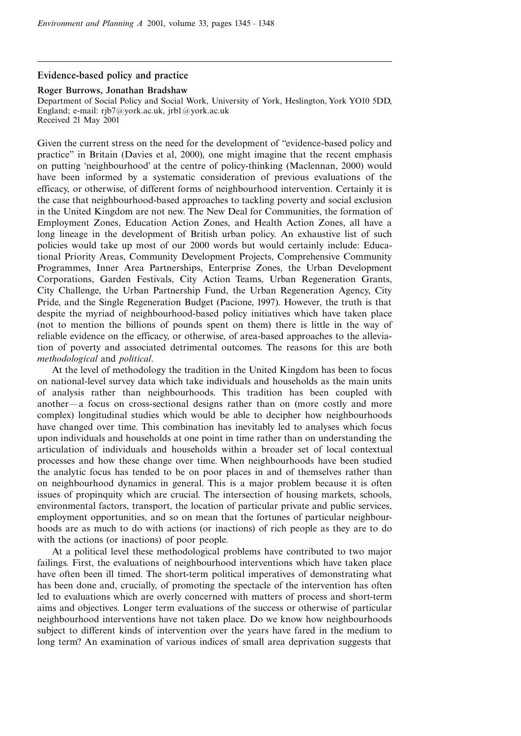## Evidence-based policy and practice

**Roger Burrows, Jonathan Bradshaw**

Department of Social Policy and Social Work, University of York, Heslington, York YO10 5DD, England; e-mail: rjb7@york.ac.uk, jrb1@york.ac.uk

Received 21 May 2001

Given the current stress on the need for the development of "evidence-based policy and practice" in Britain (Davies et al, 2000), one might imagine that the recent emphasis on putting 'neighbourhood' at the centre of policy-thinking (Maclennan, 2000) would have been informed by a systematic consideration of previous evaluations of the efficacy, or otherwise, of different forms of neighbourhood intervention. Certainly it is the case that neighbourhood-based approaches to tackling poverty and social exclusion in the United Kingdom are not new. The New Deal for Communities, the formation of Employment Zones, Education Action Zones, and Health Action Zones, all have a long lineage in the development of British urban policy. An exhaustive list of such policies would take up most of our 2000 words but would certainly include: Educational Priority Areas, Community Development Projects, Comprehensive Community Programmes, Inner Area Partnerships, Enterprise Zones, the Urban Development Corporations, Garden Festivals, City Action Teams, Urban Regeneration Grants, City Challenge, the Urban Partnership Fund, the Urban Regeneration Agency, City Pride, and the Single Regeneration Budget (Pacione, 1997). However, the truth is that despite the myriad of neighbourhood-based policy initiatives which have taken place (not to mention the billions of pounds spent on them) there is little in the way of reliable evidence on the efficacy, or otherwise, of area-based approaches to the alleviation of poverty and associated detrimental outcomes. The reasons for this are both *methodological* and *political*.

At the level of methodology the tradition in the United Kingdom has been to focus on national-level survey data which take individuals and households as the main units of analysis rather than neighbourhoods. This tradition has been coupled with another—a focus on cross-sectional designs rather than on (more costly and more complex) longitudinal studies which would be able to decipher how neighbourhoods have changed over time. This combination has inevitably led to analyses which focus upon individuals and households at one point in time rather than on understanding the articulation of individuals and households within a broader set of local contextual processes and how these change over time. When neighbourhoods have been studied the analytic focus has tended to be on poor places in and of themselves rather than on neighbourhood dynamics in general. This is a major problem because it is often issues of propinquity which are crucial. The intersection of housing markets, schools, environmental factors, transport, the location of particular private and public services, employment opportunities, and so on mean that the fortunes of particular neighbourhoods are as much to do with actions (or inactions) of rich people as they are to do with the actions (or inactions) of poor people.

At a political level these methodological problems have contributed to two major failings. First, the evaluations of neighbourhood interventions which have taken place have often been ill timed. The short-term political imperatives of demonstrating what has been done and, crucially, of promoting the spectacle of the intervention has often led to evaluations which are overly concerned with matters of process and short-term aims and objectives. Longer term evaluations of the success or otherwise of particular neighbourhood interventions have not taken place. Do we know how neighbourhoods subject to different kinds of intervention over the years have fared in the medium to long term? An examination of various indices of small area deprivation suggests that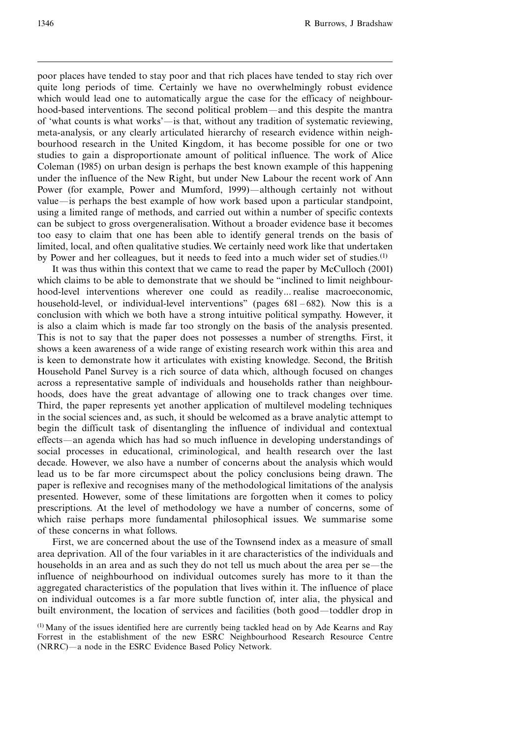poor places have tended to stay poor and that rich places have tended to stay rich over quite long periods of time. Certainly we have no overwhelmingly robust evidence which would lead one to automatically argue the case for the efficacy of neighbourhood-based interventions. The second political problem—and this despite the mantra of 'what counts is what works'—is that, without any tradition of systematic reviewing, meta-analysis, or any clearly articulated hierarchy of research evidence within neighbourhood research in the United Kingdom, it has become possible for one or two studies to gain a disproportionate amount of political influence. The work of Alice Coleman (1985) on urban design is perhaps the best known example of this happening under the influence of the New Right, but under New Labour the recent work of Ann Power (for example, Power and Mumford, 1999)—although certainly not without value—is perhaps the best example of how work based upon a particular standpoint, using a limited range of methods, and carried out within a number of specific contexts can be subject to gross overgeneralisation. Without a broader evidence base it becomes too easy to claim that one has been able to identify general trends on the basis of limited, local, and often qualitative studies. We certainly need work like that undertaken by Power and her colleagues, but it needs to feed into a much wider set of studies.[1]

It was thus within this context that we came to read the paper by McCulloch (2001) which claims to be able to demonstrate that we should be "inclined to limit neighbourhood-level interventions wherever one could as readily... realise macroeconomic, household-level, or individual-level interventions" (pages 681–682). Now this is a conclusion with which we both have a strong intuitive political sympathy. However, it is also a claim which is made far too strongly on the basis of the analysis presented. This is not to say that the paper does not possesses a number of strengths. First, it shows a keen awareness of a wide range of existing research work within this area and is keen to demonstrate how it articulates with existing knowledge. Second, the British Household Panel Survey is a rich source of data which, although focused on changes across a representative sample of individuals and households rather than neighbourhoods, does have the great advantage of allowing one to track changes over time. Third, the paper represents yet another application of multilevel modeling techniques in the social sciences and, as such, it should be welcomed as a brave analytic attempt to begin the difficult task of disentangling the influence of individual and contextual effects—an agenda which has had so much influence in developing understandings of social processes in educational, criminological, and health research over the last decade. However, we also have a number of concerns about the analysis which would lead us to be far more circumspect about the policy conclusions being drawn. The paper is reflexive and recognises many of the methodological limitations of the analysis presented. However, some of these limitations are forgotten when it comes to policy prescriptions. At the level of methodology we have a number of concerns, some of which raise perhaps more fundamental philosophical issues. We summarise some of these concerns in what follows.

First, we are concerned about the use of the Townsend index as a measure of small area deprivation. All of the four variables in it are characteristics of the individuals and households in an area and as such they do not tell us much about the area per se—the influence of neighbourhood on individual outcomes surely has more to it than the aggregated characteristics of the population that lives within it. The influence of place on individual outcomes is a far more subtle function of, inter alia, the physical and built environment, the location of services and facilities (both good—toddler drop in

[1] Many of the issues identified here are currently being tackled head on by Ade Kearns and Ray Forrest in the establishment of the new ESRC Neighbourhood Research Resource Centre (NRRC)—a node in the ESRC Evidence Based Policy Network.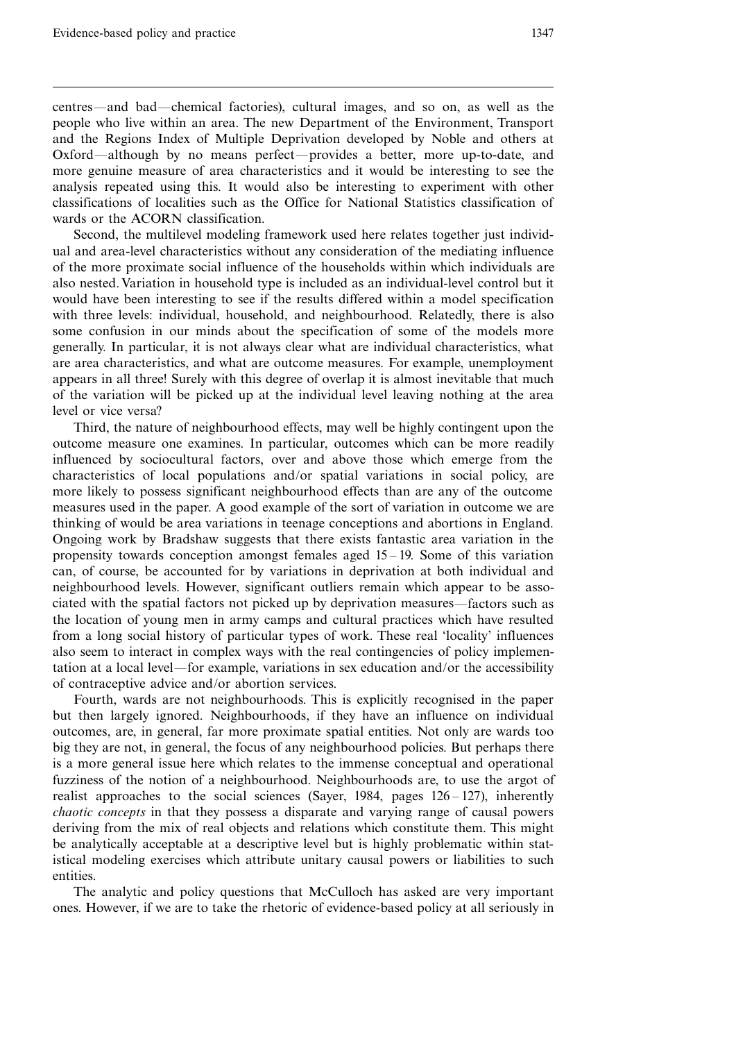centres—and bad—chemical factories), cultural images, and so on, as well as the people who live within an area. The new Department of the Environment, Transport and the Regions Index of Multiple Deprivation developed by Noble and others at Oxford—although by no means perfect—provides a better, more up-to-date, and more genuine measure of area characteristics and it would be interesting to see the analysis repeated using this. It would also be interesting to experiment with other classifications of localities such as the Office for National Statistics classification of wards or the ACORN classification.

Second, the multilevel modeling framework used here relates together just individual and area-level characteristics without any consideration of the mediating influence of the more proximate social influence of the households within which individuals are also nested. Variation in household type is included as an individual-level control but it would have been interesting to see if the results differed within a model specification with three levels: individual, household, and neighbourhood. Relatedly, there is also some confusion in our minds about the specification of some of the models more generally. In particular, it is not always clear what are individual characteristics, what are area characteristics, and what are outcome measures. For example, unemployment appears in all three! Surely with this degree of overlap it is almost inevitable that much of the variation will be picked up at the individual level leaving nothing at the area level or vice versa?

Third, the nature of neighbourhood effects, may well be highly contingent upon the outcome measure one examines. In particular, outcomes which can be more readily influenced by sociocultural factors, over and above those which emerge from the characteristics of local populations and/or spatial variations in social policy, are more likely to possess significant neighbourhood effects than are any of the outcome measures used in the paper. A good example of the sort of variation in outcome we are thinking of would be area variations in teenage conceptions and abortions in England. Ongoing work by Bradshaw suggests that there exists fantastic area variation in the propensity towards conception amongst females aged 15–19. Some of this variation can, of course, be accounted for by variations in deprivation at both individual and neighbourhood levels. However, significant outliers remain which appear to be associated with the spatial factors not picked up by deprivation measures—factors such as the location of young men in army camps and cultural practices which have resulted from a long social history of particular types of work. These real 'locality' influences also seem to interact in complex ways with the real contingencies of policy implementation at a local level—for example, variations in sex education and/or the accessibility of contraceptive advice and/or abortion services.

Fourth, wards are not neighbourhoods. This is explicitly recognised in the paper but then largely ignored. Neighbourhoods, if they have an influence on individual outcomes, are, in general, far more proximate spatial entities. Not only are wards too big they are not, in general, the focus of any neighbourhood policies. But perhaps there is a more general issue here which relates to the immense conceptual and operational fuzziness of the notion of a neighbourhood. Neighbourhoods are, to use the argot of realist approaches to the social sciences (Sayer, 1984, pages 126–127), inherently *chaotic concepts* in that they possess a disparate and varying range of causal powers deriving from the mix of real objects and relations which constitute them. This might be analytically acceptable at a descriptive level but is highly problematic within statistical modeling exercises which attribute unitary causal powers or liabilities to such entities.

The analytic and policy questions that McCulloch has asked are very important ones. However, if we are to take the rhetoric of evidence-based policy at all seriously in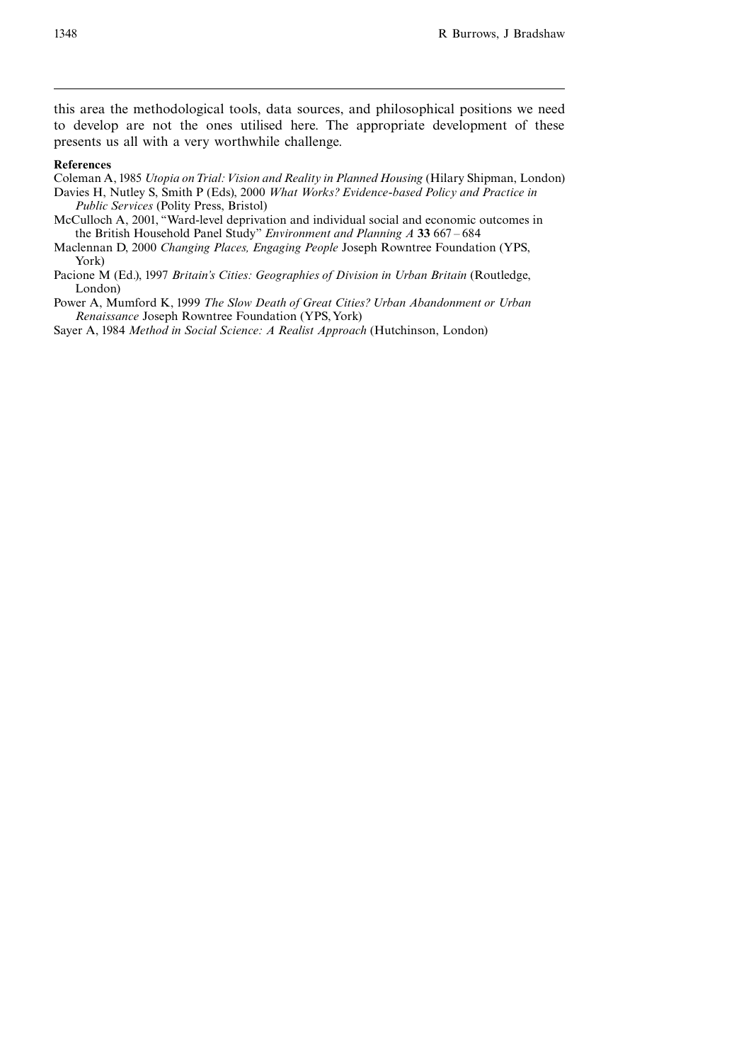this area the methodological tools, data sources, and philosophical positions we need to develop are not the ones utilised here. The appropriate development of these presents us all with a very worthwhile challenge.

**References**

Coleman A, 1985 *Utopia on Trial: Vision and Reality in Planned Housing* (Hilary Shipman, London)

Davies H, Nutley S, Smith P (Eds), 2000 *What Works? Evidence-based Policy and Practice in Public Services* (Polity Press, Bristol)

McCulloch A, 2001, "Ward-level deprivation and individual social and economic outcomes in the British Household Panel Study" *Environment and Planning A* **33** 667 – 684

Maclennan D, 2000 *Changing Places, Engaging People* Joseph Rowntree Foundation (YPS, York)

Pacione M (Ed.), 1997 *Britain's Cities: Geographies of Division in Urban Britain* (Routledge, London)

Power A, Mumford K, 1999 *The Slow Death of Great Cities? Urban Abandonment or Urban Renaissance* Joseph Rowntree Foundation (YPS, York)

Sayer A, 1984 *Method in Social Science: A Realist Approach* (Hutchinson, London)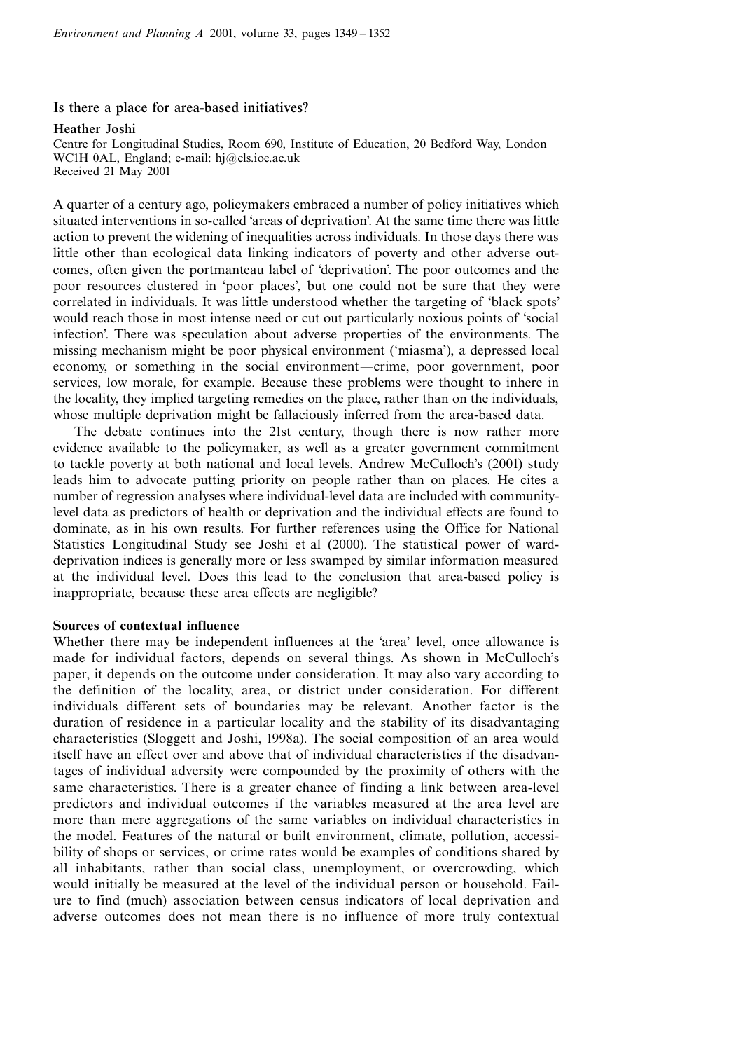## Is there a place for area-based initiatives?

**Heather Joshi**

Centre for Longitudinal Studies, Room 690, Institute of Education, 20 Bedford Way, London WC1H 0AL, England; e-mail: hj@cls.ioe.ac.uk

Received 21 May 2001

A quarter of a century ago, policymakers embraced a number of policy initiatives which situated interventions in so-called 'areas of deprivation'. At the same time there was little action to prevent the widening of inequalities across individuals. In those days there was little other than ecological data linking indicators of poverty and other adverse outcomes, often given the portmanteau label of 'deprivation'. The poor outcomes and the poor resources clustered in 'poor places', but one could not be sure that they were correlated in individuals. It was little understood whether the targeting of 'black spots' would reach those in most intense need or cut out particularly noxious points of 'social infection'. There was speculation about adverse properties of the environments. The missing mechanism might be poor physical environment ('miasma'), a depressed local economy, or something in the social environment—crime, poor government, poor services, low morale, for example. Because these problems were thought to inhere in the locality, they implied targeting remedies on the place, rather than on the individuals, whose multiple deprivation might be fallaciously inferred from the area-based data.

The debate continues into the 21st century, though there is now rather more evidence available to the policymaker, as well as a greater government commitment to tackle poverty at both national and local levels. Andrew McCulloch's (2001) study leads him to advocate putting priority on people rather than on places. He cites a number of regression analyses where individual-level data are included with community-level data as predictors of health or deprivation and the individual effects are found to dominate, as in his own results. For further references using the Office for National Statistics Longitudinal Study see Joshi et al (2000). The statistical power of ward-deprivation indices is generally more or less swamped by similar information measured at the individual level. Does this lead to the conclusion that area-based policy is inappropriate, because these area effects are negligible?

### Sources of contextual influence

Whether there may be independent influences at the 'area' level, once allowance is made for individual factors, depends on several things. As shown in McCulloch's paper, it depends on the outcome under consideration. It may also vary according to the definition of the locality, area, or district under consideration. For different individuals different sets of boundaries may be relevant. Another factor is the duration of residence in a particular locality and the stability of its disadvantaging characteristics (Sloggett and Joshi, 1998a). The social composition of an area would itself have an effect over and above that of individual characteristics if the disadvantages of individual adversity were compounded by the proximity of others with the same characteristics. There is a greater chance of finding a link between area-level predictors and individual outcomes if the variables measured at the area level are more than mere aggregations of the same variables on individual characteristics in the model. Features of the natural or built environment, climate, pollution, accessibility of shops or services, or crime rates would be examples of conditions shared by all inhabitants, rather than social class, unemployment, or overcrowding, which would initially be measured at the level of the individual person or household. Failure to find (much) association between census indicators of local deprivation and adverse outcomes does not mean there is no influence of more truly contextual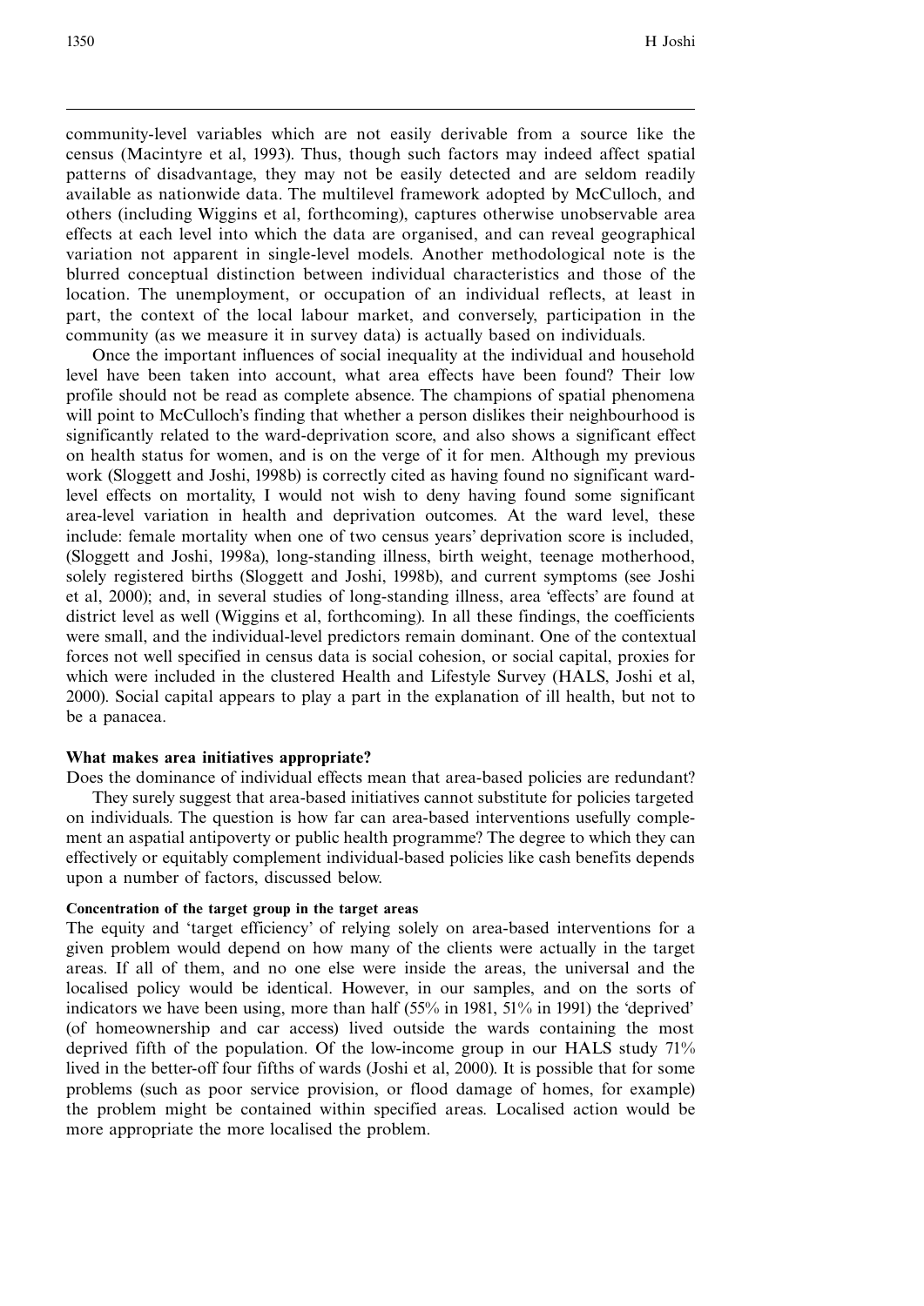community-level variables which are not easily derivable from a source like the census (Macintyre et al, 1993). Thus, though such factors may indeed affect spatial patterns of disadvantage, they may not be easily detected and are seldom readily available as nationwide data. The multilevel framework adopted by McCulloch, and others (including Wiggins et al, forthcoming), captures otherwise unobservable area effects at each level into which the data are organised, and can reveal geographical variation not apparent in single-level models. Another methodological note is the blurred conceptual distinction between individual characteristics and those of the location. The unemployment, or occupation of an individual reflects, at least in part, the context of the local labour market, and conversely, participation in the community (as we measure it in survey data) is actually based on individuals.

Once the important influences of social inequality at the individual and household level have been taken into account, what area effects have been found? Their low profile should not be read as complete absence. The champions of spatial phenomena will point to McCulloch's finding that whether a person dislikes their neighbourhood is significantly related to the ward-deprivation score, and also shows a significant effect on health status for women, and is on the verge of it for men. Although my previous work (Sloggett and Joshi, 1998b) is correctly cited as having found no significant ward-level effects on mortality, I would not wish to deny having found some significant area-level variation in health and deprivation outcomes. At the ward level, these include: female mortality when one of two census years' deprivation score is included, (Sloggett and Joshi, 1998a), long-standing illness, birth weight, teenage motherhood, solely registered births (Sloggett and Joshi, 1998b), and current symptoms (see Joshi et al, 2000); and, in several studies of long-standing illness, area 'effects' are found at district level as well (Wiggins et al, forthcoming). In all these findings, the coefficients were small, and the individual-level predictors remain dominant. One of the contextual forces not well specified in census data is social cohesion, or social capital, proxies for which were included in the clustered Health and Lifestyle Survey (HALS, Joshi et al, 2000). Social capital appears to play a part in the explanation of ill health, but not to be a panacea.

## What makes area initiatives appropriate?

Does the dominance of individual effects mean that area-based policies are redundant?

They surely suggest that area-based initiatives cannot substitute for policies targeted on individuals. The question is how far can area-based interventions usefully complement an aspatial antipoverty or public health programme? The degree to which they can effectively or equitably complement individual-based policies like cash benefits depends upon a number of factors, discussed below.

### Concentration of the target group in the target areas

The equity and 'target efficiency' of relying solely on area-based interventions for a given problem would depend on how many of the clients were actually in the target areas. If all of them, and no one else were inside the areas, the universal and the localised policy would be identical. However, in our samples, and on the sorts of indicators we have been using, more than half (55% in 1981, 51% in 1991) the 'deprived' (of homeownership and car access) lived outside the wards containing the most deprived fifth of the population. Of the low-income group in our HALS study 71% lived in the better-off four fifths of wards (Joshi et al, 2000). It is possible that for some problems (such as poor service provision, or flood damage of homes, for example) the problem might be contained within specified areas. Localised action would be more appropriate the more localised the problem.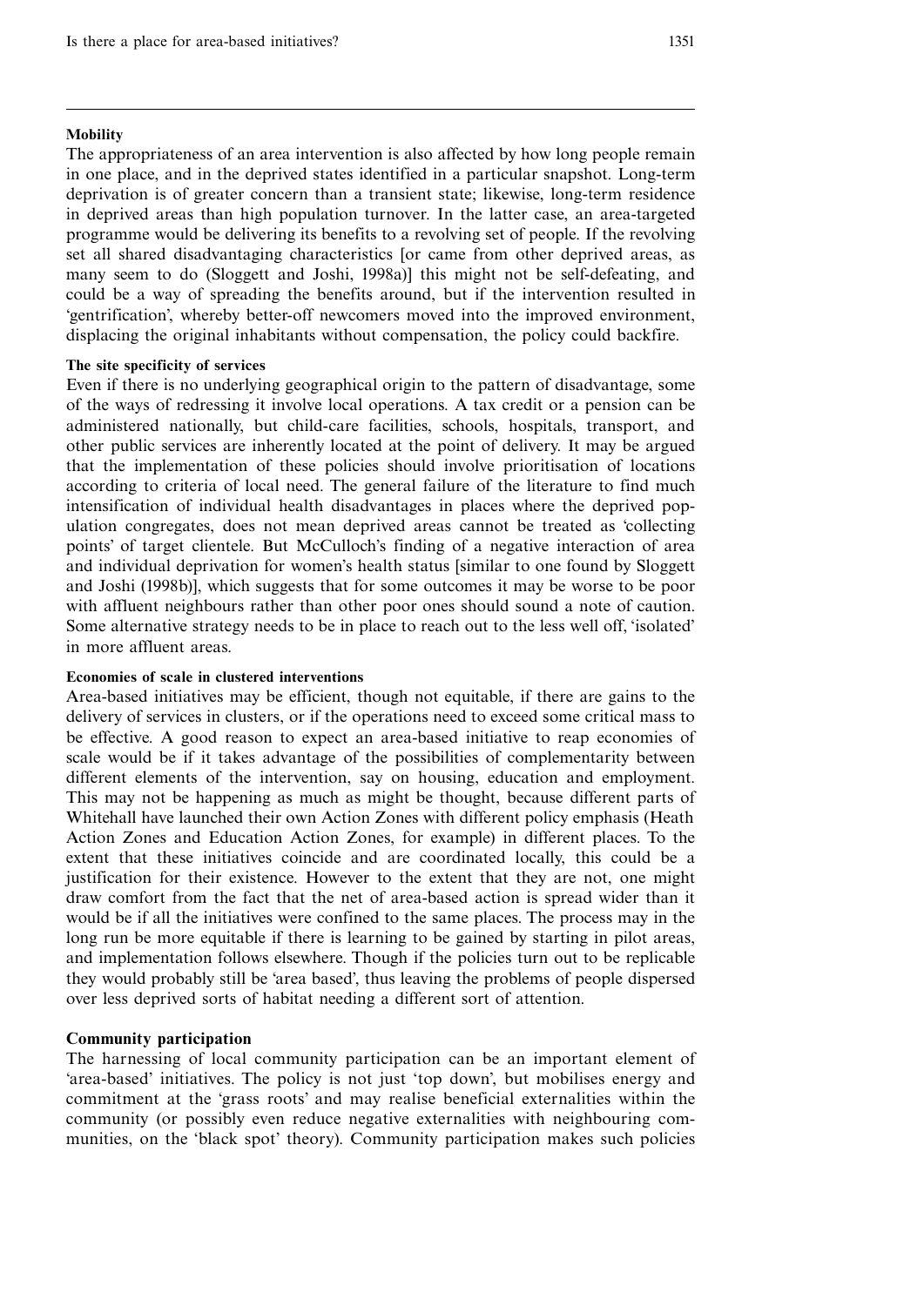#### Mobility

The appropriateness of an area intervention is also affected by how long people remain in one place, and in the deprived states identified in a particular snapshot. Long-term deprivation is of greater concern than a transient state; likewise, long-term residence in deprived areas than high population turnover. In the latter case, an area-targeted programme would be delivering its benefits to a revolving set of people. If the revolving set all shared disadvantaging characteristics [or came from other deprived areas, as many seem to do (Sloggett and Joshi, 1998a)] this might not be self-defeating, and could be a way of spreading the benefits around, but if the intervention resulted in 'gentrification', whereby better-off newcomers moved into the improved environment, displacing the original inhabitants without compensation, the policy could backfire.

#### The site specificity of services

Even if there is no underlying geographical origin to the pattern of disadvantage, some of the ways of redressing it involve local operations. A tax credit or a pension can be administered nationally, but child-care facilities, schools, hospitals, transport, and other public services are inherently located at the point of delivery. It may be argued that the implementation of these policies should involve prioritisation of locations according to criteria of local need. The general failure of the literature to find much intensification of individual health disadvantages in places where the deprived population congregates, does not mean deprived areas cannot be treated as 'collecting points' of target clientele. But McCulloch's finding of a negative interaction of area and individual deprivation for women's health status [similar to one found by Sloggett and Joshi (1998b)], which suggests that for some outcomes it may be worse to be poor with affluent neighbours rather than other poor ones should sound a note of caution. Some alternative strategy needs to be in place to reach out to the less well off, 'isolated' in more affluent areas.

#### Economies of scale in clustered interventions

Area-based initiatives may be efficient, though not equitable, if there are gains to the delivery of services in clusters, or if the operations need to exceed some critical mass to be effective. A good reason to expect an area-based initiative to reap economies of scale would be if it takes advantage of the possibilities of complementarity between different elements of the intervention, say on housing, education and employment. This may not be happening as much as might be thought, because different parts of Whitehall have launched their own Action Zones with different policy emphasis (Heath Action Zones and Education Action Zones, for example) in different places. To the extent that these initiatives coincide and are coordinated locally, this could be a justification for their existence. However to the extent that they are not, one might draw comfort from the fact that the net of area-based action is spread wider than it would be if all the initiatives were confined to the same places. The process may in the long run be more equitable if there is learning to be gained by starting in pilot areas, and implementation follows elsewhere. Though if the policies turn out to be replicable they would probably still be 'area based', thus leaving the problems of people dispersed over less deprived sorts of habitat needing a different sort of attention.

### Community participation

The harnessing of local community participation can be an important element of 'area-based' initiatives. The policy is not just 'top down', but mobilises energy and commitment at the 'grass roots' and may realise beneficial externalities within the community (or possibly even reduce negative externalities with neighbouring communities, on the 'black spot' theory). Community participation makes such policies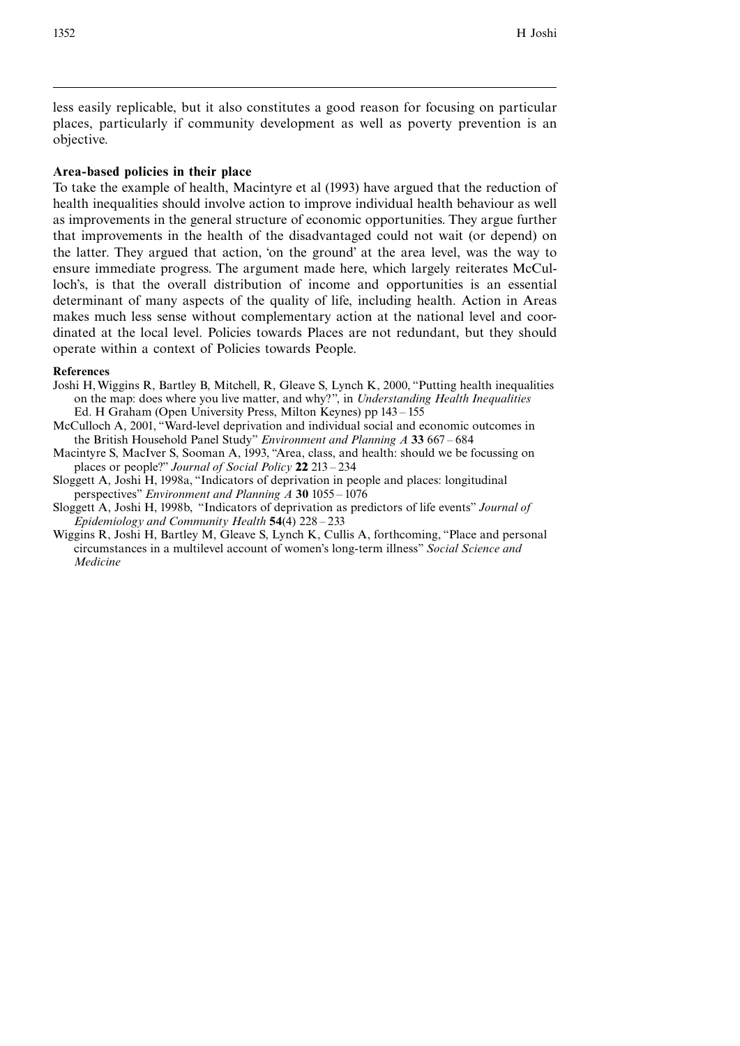less easily replicable, but it also constitutes a good reason for focusing on particular places, particularly if community development as well as poverty prevention is an objective.

### Area-based policies in their place

To take the example of health, Macintyre et al (1993) have argued that the reduction of health inequalities should involve action to improve individual health behaviour as well as improvements in the general structure of economic opportunities. They argue further that improvements in the health of the disadvantaged could not wait (or depend) on the latter. They argued that action, 'on the ground' at the area level, was the way to ensure immediate progress. The argument made here, which largely reiterates McCulloch's, is that the overall distribution of income and opportunities is an essential determinant of many aspects of the quality of life, including health. Action in Areas makes much less sense without complementary action at the national level and coordinated at the local level. Policies towards Places are not redundant, but they should operate within a context of Policies towards People.

#### References

Joshi H, Wiggins R, Bartley B, Mitchell, R, Gleave S, Lynch K, 2000, "Putting health inequalities on the map: does where you live matter, and why?", in *Understanding Health Inequalities* Ed. H Graham (Open University Press, Milton Keynes) pp 143 – 155

McCulloch A, 2001, "Ward-level deprivation and individual social and economic outcomes in the British Household Panel Study" *Environment and Planning A* **33** 667 – 684

Macintyre S, MacIver S, Sooman A, 1993, "Area, class, and health: should we be focussing on places or people?" *Journal of Social Policy* **22** 213 – 234

Sloggett A, Joshi H, 1998a, "Indicators of deprivation in people and places: longitudinal perspectives" *Environment and Planning A* **30** 1055 – 1076

Sloggett A, Joshi H, 1998b, "Indicators of deprivation as predictors of life events" *Journal of Epidemiology and Community Health* **54**(4) 228 – 233

Wiggins R, Joshi H, Bartley M, Gleave S, Lynch K, Cullis A, forthcoming, "Place and personal circumstances in a multilevel account of women's long-term illness" *Social Science and Medicine*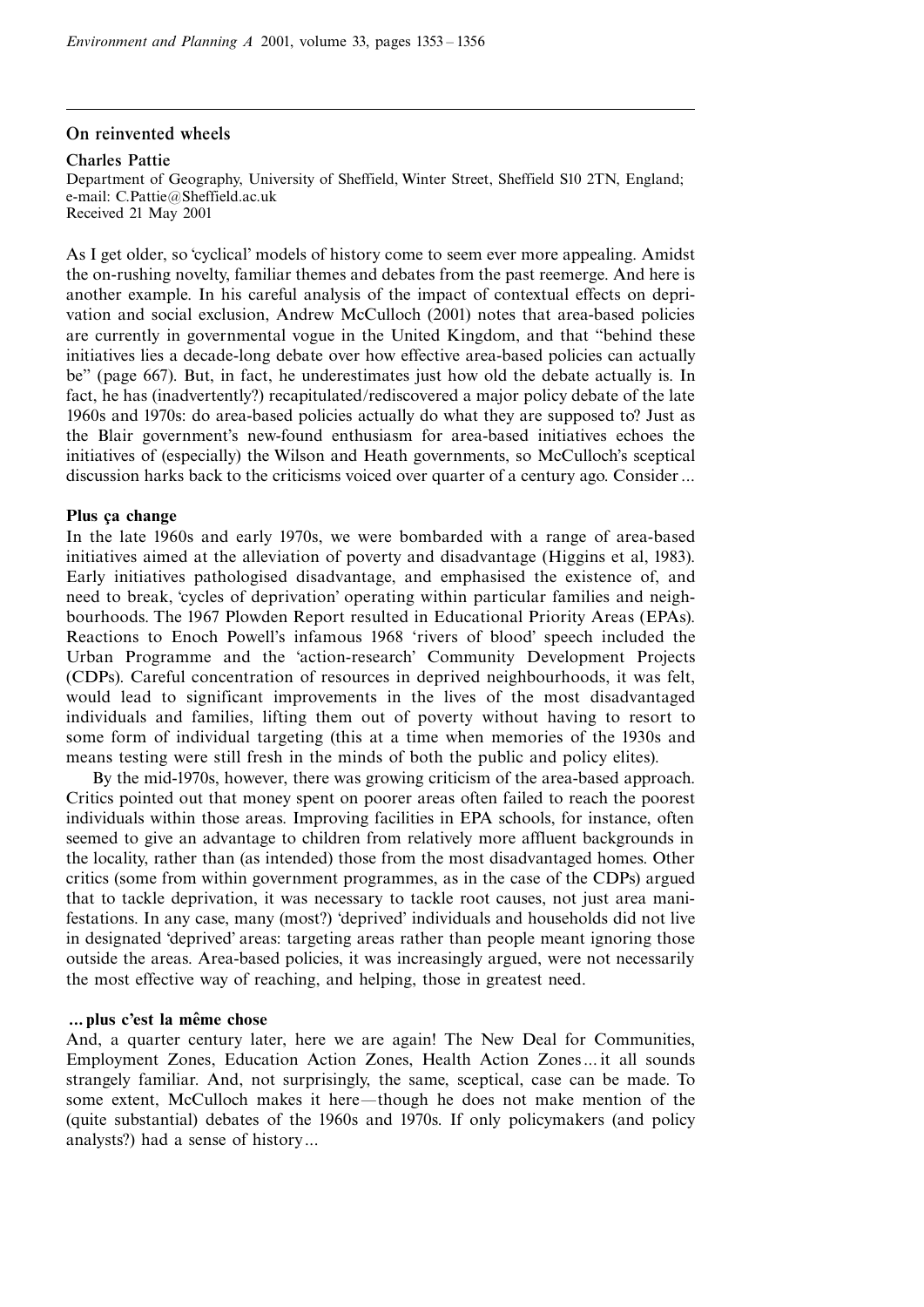## On reinvented wheels

**Charles Pattie**

Department of Geography, University of Sheffield, Winter Street, Sheffield S10 2TN, England; e-mail: C.Pattie@Sheffield.ac.uk

Received 21 May 2001

As I get older, so 'cyclical' models of history come to seem ever more appealing. Amidst the on-rushing novelty, familiar themes and debates from the past reemerge. And here is another example. In his careful analysis of the impact of contextual effects on deprivation and social exclusion, Andrew McCulloch (2001) notes that area-based policies are currently in governmental vogue in the United Kingdom, and that "behind these initiatives lies a decade-long debate over how effective area-based policies can actually be" (page 667). But, in fact, he underestimates just how old the debate actually is. In fact, he has (inadvertently?) recapitulated/rediscovered a major policy debate of the late 1960s and 1970s: do area-based policies actually do what they are supposed to? Just as the Blair government's new-found enthusiasm for area-based initiatives echoes the initiatives of (especially) the Wilson and Heath governments, so McCulloch's sceptical discussion harks back to the criticisms voiced over quarter of a century ago. Consider ...

### Plus ça change

In the late 1960s and early 1970s, we were bombarded with a range of area-based initiatives aimed at the alleviation of poverty and disadvantage (Higgins et al, 1983). Early initiatives pathologised disadvantage, and emphasised the existence of, and need to break, 'cycles of deprivation' operating within particular families and neighbourhoods. The 1967 Plowden Report resulted in Educational Priority Areas (EPAs). Reactions to Enoch Powell's infamous 1968 'rivers of blood' speech included the Urban Programme and the 'action-research' Community Development Projects (CDPs). Careful concentration of resources in deprived neighbourhoods, it was felt, would lead to significant improvements in the lives of the most disadvantaged individuals and families, lifting them out of poverty without having to resort to some form of individual targeting (this at a time when memories of the 1930s and means testing were still fresh in the minds of both the public and policy elites).

By the mid-1970s, however, there was growing criticism of the area-based approach. Critics pointed out that money spent on poorer areas often failed to reach the poorest individuals within those areas. Improving facilities in EPA schools, for instance, often seemed to give an advantage to children from relatively more affluent backgrounds in the locality, rather than (as intended) those from the most disadvantaged homes. Other critics (some from within government programmes, as in the case of the CDPs) argued that to tackle deprivation, it was necessary to tackle root causes, not just area manifestations. In any case, many (most?) 'deprived' individuals and households did not live in designated 'deprived' areas: targeting areas rather than people meant ignoring those outside the areas. Area-based policies, it was increasingly argued, were not necessarily the most effective way of reaching, and helping, those in greatest need.

### ... plus c'est la même chose

And, a quarter century later, here we are again! The New Deal for Communities, Employment Zones, Education Action Zones, Health Action Zones ... it all sounds strangely familiar. And, not surprisingly, the same, sceptical, case can be made. To some extent, McCulloch makes it here—though he does not make mention of the (quite substantial) debates of the 1960s and 1970s. If only policymakers (and policy analysts?) had a sense of history ...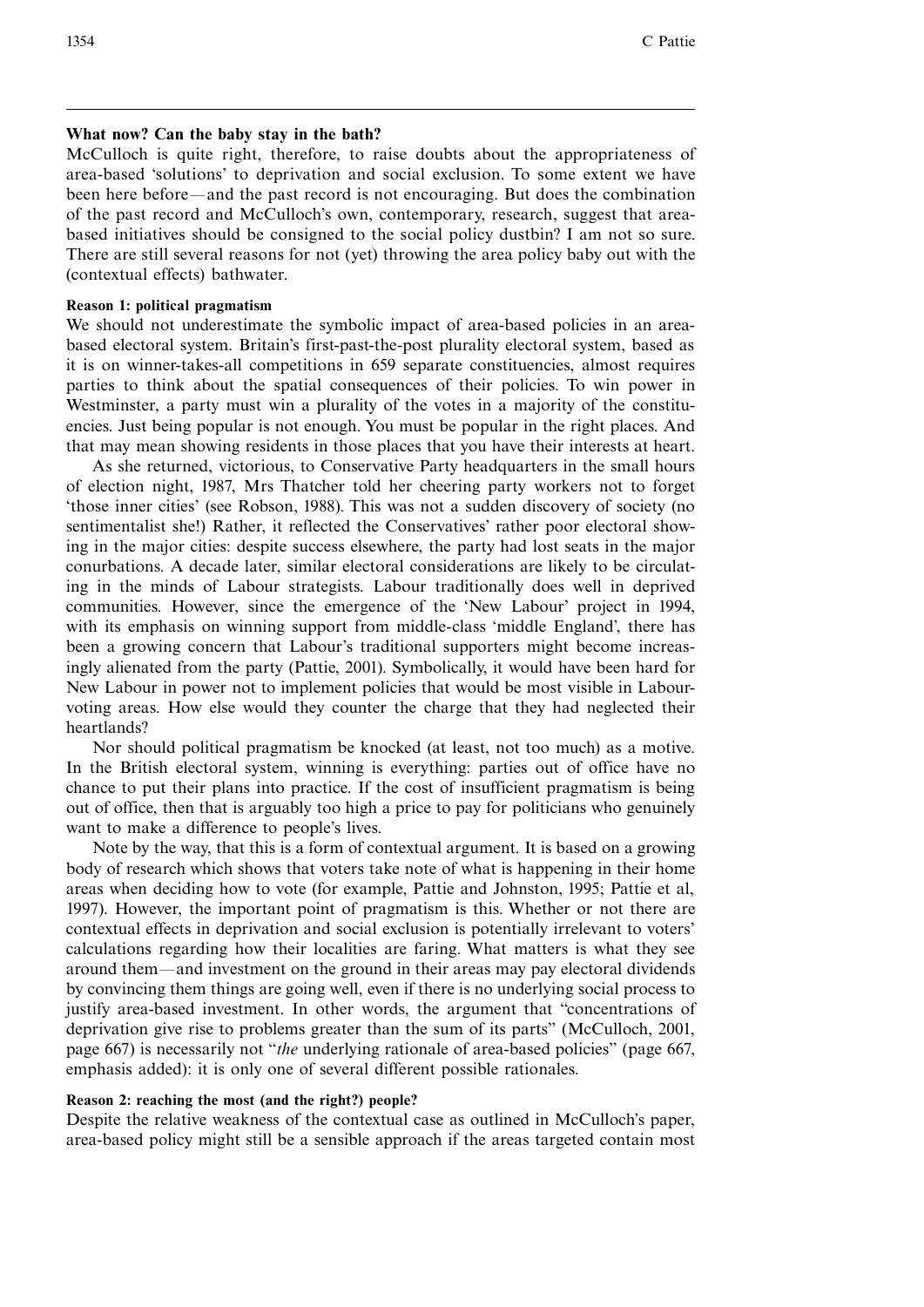## What now? Can the baby stay in the bath?

McCulloch is quite right, therefore, to raise doubts about the appropriateness of area-based 'solutions' to deprivation and social exclusion. To some extent we have been here before—and the past record is not encouraging. But does the combination of the past record and McCulloch's own, contemporary, research, suggest that area-based initiatives should be consigned to the social policy dustbin? I am not so sure. There are still several reasons for not (yet) throwing the area policy baby out with the (contextual effects) bathwater.

### Reason 1: political pragmatism

We should not underestimate the symbolic impact of area-based policies in an area-based electoral system. Britain's first-past-the-post plurality electoral system, based as it is on winner-takes-all competitions in 659 separate constituencies, almost requires parties to think about the spatial consequences of their policies. To win power in Westminster, a party must win a plurality of the votes in a majority of the constituencies. Just being popular is not enough. You must be popular in the right places. And that may mean showing residents in those places that you have their interests at heart.

As she returned, victorious, to Conservative Party headquarters in the small hours of election night, 1987, Mrs Thatcher told her cheering party workers not to forget 'those inner cities' (see Robson, 1988). This was not a sudden discovery of society (no sentimentalist she!) Rather, it reflected the Conservatives' rather poor electoral showing in the major cities: despite success elsewhere, the party had lost seats in the major conurbations. A decade later, similar electoral considerations are likely to be circulating in the minds of Labour strategists. Labour traditionally does well in deprived communities. However, since the emergence of the 'New Labour' project in 1994, with its emphasis on winning support from middle-class 'middle England', there has been a growing concern that Labour's traditional supporters might become increasingly alienated from the party (Pattie, 2001). Symbolically, it would have been hard for New Labour in power not to implement policies that would be most visible in Labour-voting areas. How else would they counter the charge that they had neglected their heartlands?

Nor should political pragmatism be knocked (at least, not too much) as a motive. In the British electoral system, winning is everything: parties out of office have no chance to put their plans into practice. If the cost of insufficient pragmatism is being out of office, then that is arguably too high a price to pay for politicians who genuinely want to make a difference to people's lives.

Note by the way, that this is a form of contextual argument. It is based on a growing body of research which shows that voters take note of what is happening in their home areas when deciding how to vote (for example, Pattie and Johnston, 1995; Pattie et al, 1997). However, the important point of pragmatism is this. Whether or not there are contextual effects in deprivation and social exclusion is potentially irrelevant to voters' calculations regarding how their localities are faring. What matters is what they see around them—and investment on the ground in their areas may pay electoral dividends by convincing them things are going well, even if there is no underlying social process to justify area-based investment. In other words, the argument that "concentrations of deprivation give rise to problems greater than the sum of its parts" (McCulloch, 2001, page 667) is necessarily not "*the* underlying rationale of area-based policies" (page 667, emphasis added): it is only one of several different possible rationales.

### Reason 2: reaching the most (and the right?) people?

Despite the relative weakness of the contextual case as outlined in McCulloch's paper, area-based policy might still be a sensible approach if the areas targeted contain most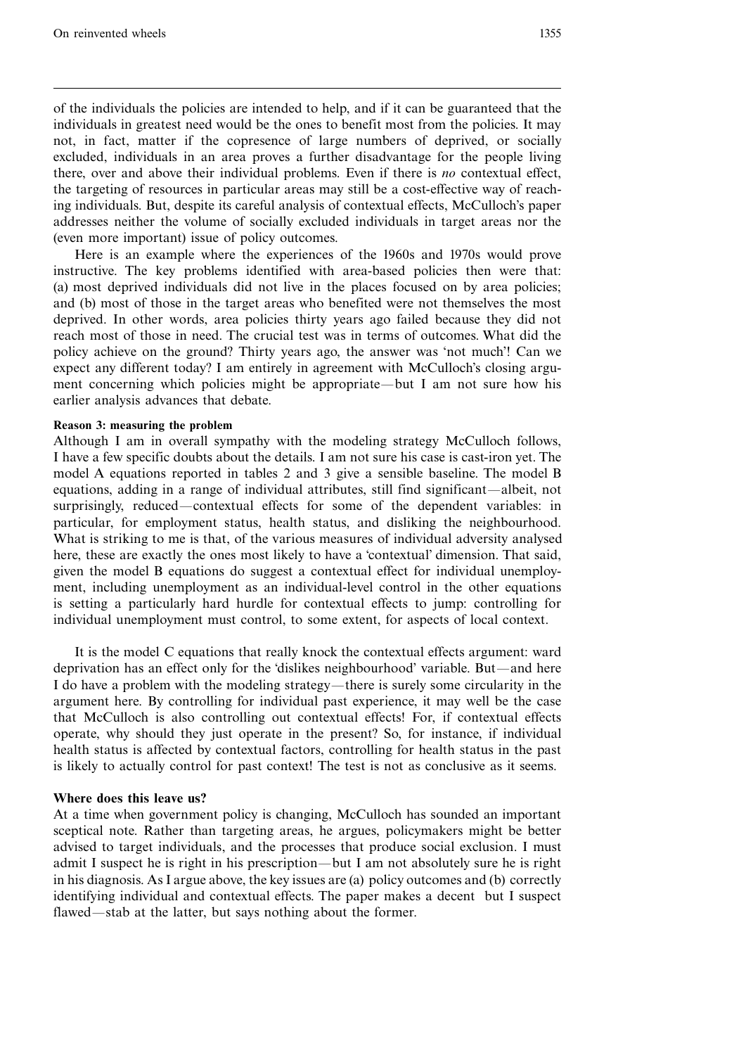of the individuals the policies are intended to help, and if it can be guaranteed that the individuals in greatest need would be the ones to benefit most from the policies. It may not, in fact, matter if the copresence of large numbers of deprived, or socially excluded, individuals in an area proves a further disadvantage for the people living there, over and above their individual problems. Even if there is *no* contextual effect, the targeting of resources in particular areas may still be a cost-effective way of reaching individuals. But, despite its careful analysis of contextual effects, McCulloch's paper addresses neither the volume of socially excluded individuals in target areas nor the (even more important) issue of policy outcomes.

Here is an example where the experiences of the 1960s and 1970s would prove instructive. The key problems identified with area-based policies then were that: (a) most deprived individuals did not live in the places focused on by area policies; and (b) most of those in the target areas who benefited were not themselves the most deprived. In other words, area policies thirty years ago failed because they did not reach most of those in need. The crucial test was in terms of outcomes. What did the policy achieve on the ground? Thirty years ago, the answer was 'not much'! Can we expect any different today? I am entirely in agreement with McCulloch's closing argument concerning which policies might be appropriate—but I am not sure how his earlier analysis advances that debate.

**Reason 3: measuring the problem**

Although I am in overall sympathy with the modeling strategy McCulloch follows, I have a few specific doubts about the details. I am not sure his case is cast-iron yet. The model A equations reported in tables 2 and 3 give a sensible baseline. The model B equations, adding in a range of individual attributes, still find significant—albeit, not surprisingly, reduced—contextual effects for some of the dependent variables: in particular, for employment status, health status, and disliking the neighbourhood. What is striking to me is that, of the various measures of individual adversity analysed here, these are exactly the ones most likely to have a 'contextual' dimension. That said, given the model B equations do suggest a contextual effect for individual unemployment, including unemployment as an individual-level control in the other equations is setting a particularly hard hurdle for contextual effects to jump: controlling for individual unemployment must control, to some extent, for aspects of local context.

It is the model C equations that really knock the contextual effects argument: ward deprivation has an effect only for the 'dislikes neighbourhood' variable. But—and here I do have a problem with the modeling strategy—there is surely some circularity in the argument here. By controlling for individual past experience, it may well be the case that McCulloch is also controlling out contextual effects! For, if contextual effects operate, why should they just operate in the present? So, for instance, if individual health status is affected by contextual factors, controlling for health status in the past is likely to actually control for past context! The test is not as conclusive as it seems.

## Where does this leave us?

At a time when government policy is changing, McCulloch has sounded an important sceptical note. Rather than targeting areas, he argues, policymakers might be better advised to target individuals, and the processes that produce social exclusion. I must admit I suspect he is right in his prescription—but I am not absolutely sure he is right in his diagnosis. As I argue above, the key issues are (a) policy outcomes and (b) correctly identifying individual and contextual effects. The paper makes a decent but I suspect flawed—stab at the latter, but says nothing about the former.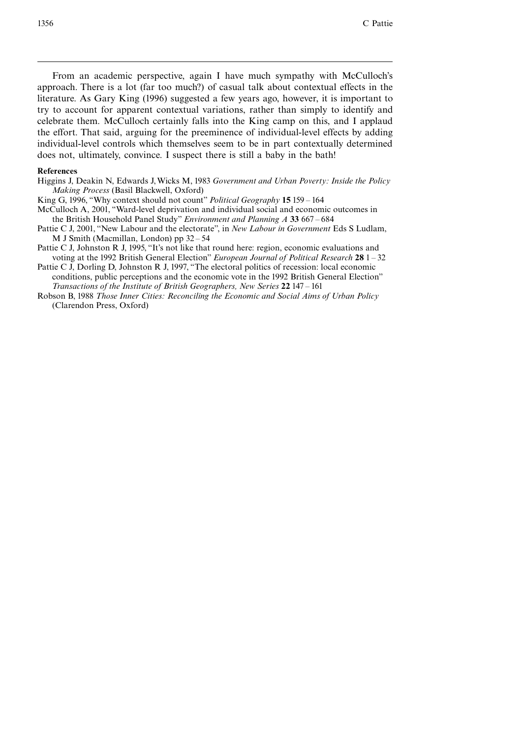From an academic perspective, again I have much sympathy with McCulloch's approach. There is a lot (far too much?) of casual talk about contextual effects in the literature. As Gary King (1996) suggested a few years ago, however, it is important to try to account for apparent contextual variations, rather than simply to identify and celebrate them. McCulloch certainly falls into the King camp on this, and I applaud the effort. That said, arguing for the preeminence of individual-level effects by adding individual-level controls which themselves seem to be in part contextually determined does not, ultimately, convince. I suspect there is still a baby in the bath!

**References**

Higgins J, Deakin N, Edwards J, Wicks M, 1983 *Government and Urban Poverty: Inside the Policy Making Process* (Basil Blackwell, Oxford)

King G, 1996, "Why context should not count" *Political Geography* **15** 159 – 164

McCulloch A, 2001, "Ward-level deprivation and individual social and economic outcomes in the British Household Panel Study" *Environment and Planning A* **33** 667 – 684

Pattie C J, 2001, "New Labour and the electorate", in *New Labour in Government* Eds S Ludlam, M J Smith (Macmillan, London) pp 32 – 54

Pattie C J, Johnston R J, 1995, "It's not like that round here: region, economic evaluations and voting at the 1992 British General Election" *European Journal of Political Research* **28** 1 – 32

Pattie C J, Dorling D, Johnston R J, 1997, "The electoral politics of recession: local economic conditions, public perceptions and the economic vote in the 1992 British General Election" *Transactions of the Institute of British Geographers, New Series* **22** 147 – 161

Robson B, 1988 *Those Inner Cities: Reconciling the Economic and Social Aims of Urban Policy* (Clarendon Press, Oxford)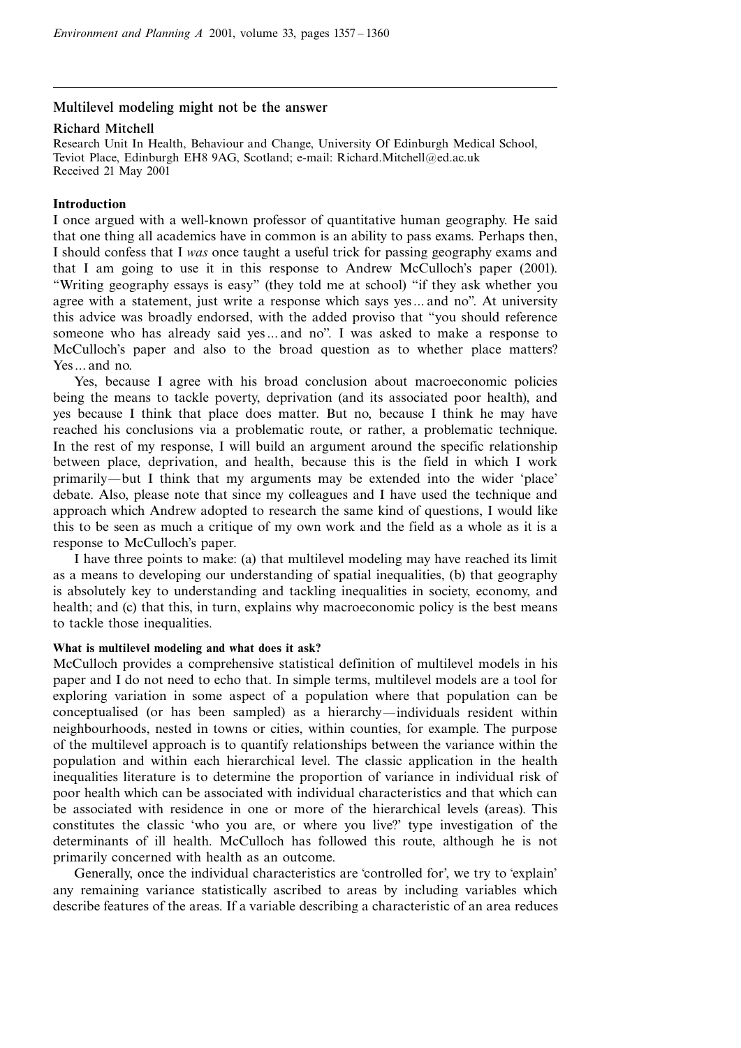## Multilevel modeling might not be the answer

**Richard Mitchell**

Research Unit In Health, Behaviour and Change, University Of Edinburgh Medical School, Teviot Place, Edinburgh EH8 9AG, Scotland; e-mail: Richard.Mitchell@ed.ac.uk

Received 21 May 2001

### Introduction

I once argued with a well-known professor of quantitative human geography. He said that one thing all academics have in common is an ability to pass exams. Perhaps then, I should confess that I *was* once taught a useful trick for passing geography exams and that I am going to use it in this response to Andrew McCulloch's paper (2001). "Writing geography essays is easy" (they told me at school) "if they ask whether you agree with a statement, just write a response which says yes ... and no". At university this advice was broadly endorsed, with the added proviso that "you should reference someone who has already said yes ... and no". I was asked to make a response to McCulloch's paper and also to the broad question as to whether place matters? Yes ... and no.

Yes, because I agree with his broad conclusion about macroeconomic policies being the means to tackle poverty, deprivation (and its associated poor health), and yes because I think that place does matter. But no, because I think he may have reached his conclusions via a problematic route, or rather, a problematic technique. In the rest of my response, I will build an argument around the specific relationship between place, deprivation, and health, because this is the field in which I work primarily—but I think that my arguments may be extended into the wider 'place' debate. Also, please note that since my colleagues and I have used the technique and approach which Andrew adopted to research the same kind of questions, I would like this to be seen as much a critique of my own work and the field as a whole as it is a response to McCulloch's paper.

I have three points to make: (a) that multilevel modeling may have reached its limit as a means to developing our understanding of spatial inequalities, (b) that geography is absolutely key to understanding and tackling inequalities in society, economy, and health; and (c) that this, in turn, explains why macroeconomic policy is the best means to tackle those inequalities.

#### What is multilevel modeling and what does it ask?

McCulloch provides a comprehensive statistical definition of multilevel models in his paper and I do not need to echo that. In simple terms, multilevel models are a tool for exploring variation in some aspect of a population where that population can be conceptualised (or has been sampled) as a hierarchy—individuals resident within neighbourhoods, nested in towns or cities, within counties, for example. The purpose of the multilevel approach is to quantify relationships between the variance within the population and within each hierarchical level. The classic application in the health inequalities literature is to determine the proportion of variance in individual risk of poor health which can be associated with individual characteristics and that which can be associated with residence in one or more of the hierarchical levels (areas). This constitutes the classic 'who you are, or where you live?' type investigation of the determinants of ill health. McCulloch has followed this route, although he is not primarily concerned with health as an outcome.

Generally, once the individual characteristics are 'controlled for', we try to 'explain' any remaining variance statistically ascribed to areas by including variables which describe features of the areas. If a variable describing a characteristic of an area reduces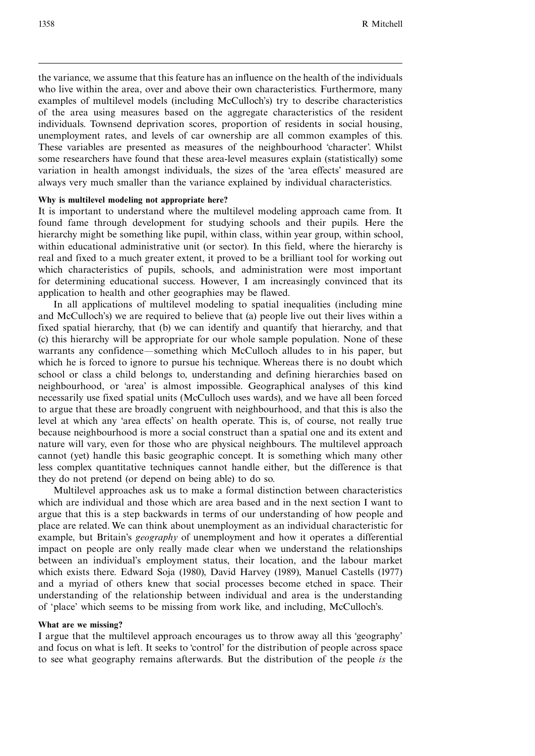the variance, we assume that this feature has an influence on the health of the individuals who live within the area, over and above their own characteristics. Furthermore, many examples of multilevel models (including McCulloch's) try to describe characteristics of the area using measures based on the aggregate characteristics of the resident individuals. Townsend deprivation scores, proportion of residents in social housing, unemployment rates, and levels of car ownership are all common examples of this. These variables are presented as measures of the neighbourhood 'character'. Whilst some researchers have found that these area-level measures explain (statistically) some variation in health amongst individuals, the sizes of the 'area effects' measured are always very much smaller than the variance explained by individual characteristics.

**Why is multilevel modeling not appropriate here?**

It is important to understand where the multilevel modeling approach came from. It found fame through development for studying schools and their pupils. Here the hierarchy might be something like pupil, within class, within year group, within school, within educational administrative unit (or sector). In this field, where the hierarchy is real and fixed to a much greater extent, it proved to be a brilliant tool for working out which characteristics of pupils, schools, and administration were most important for determining educational success. However, I am increasingly convinced that its application to health and other geographies may be flawed.

In all applications of multilevel modeling to spatial inequalities (including mine and McCulloch's) we are required to believe that (a) people live out their lives within a fixed spatial hierarchy, that (b) we can identify and quantify that hierarchy, and that (c) this hierarchy will be appropriate for our whole sample population. None of these warrants any confidence—something which McCulloch alludes to in his paper, but which he is forced to ignore to pursue his technique. Whereas there is no doubt which school or class a child belongs to, understanding and defining hierarchies based on neighbourhood, or 'area' is almost impossible. Geographical analyses of this kind necessarily use fixed spatial units (McCulloch uses wards), and we have all been forced to argue that these are broadly congruent with neighbourhood, and that this is also the level at which any 'area effects' on health operate. This is, of course, not really true because neighbourhood is more a social construct than a spatial one and its extent and nature will vary, even for those who are physical neighbours. The multilevel approach cannot (yet) handle this basic geographic concept. It is something which many other less complex quantitative techniques cannot handle either, but the difference is that they do not pretend (or depend on being able) to do so.

Multilevel approaches ask us to make a formal distinction between characteristics which are individual and those which are area based and in the next section I want to argue that this is a step backwards in terms of our understanding of how people and place are related. We can think about unemployment as an individual characteristic for example, but Britain's *geography* of unemployment and how it operates a differential impact on people are only really made clear when we understand the relationships between an individual's employment status, their location, and the labour market which exists there. Edward Soja (1980), David Harvey (1989), Manuel Castells (1977) and a myriad of others knew that social processes become etched in space. Their understanding of the relationship between individual and area is the understanding of 'place' which seems to be missing from work like, and including, McCulloch's.

**What are we missing?**

I argue that the multilevel approach encourages us to throw away all this 'geography' and focus on what is left. It seeks to 'control' for the distribution of people across space to see what geography remains afterwards. But the distribution of the people *is* the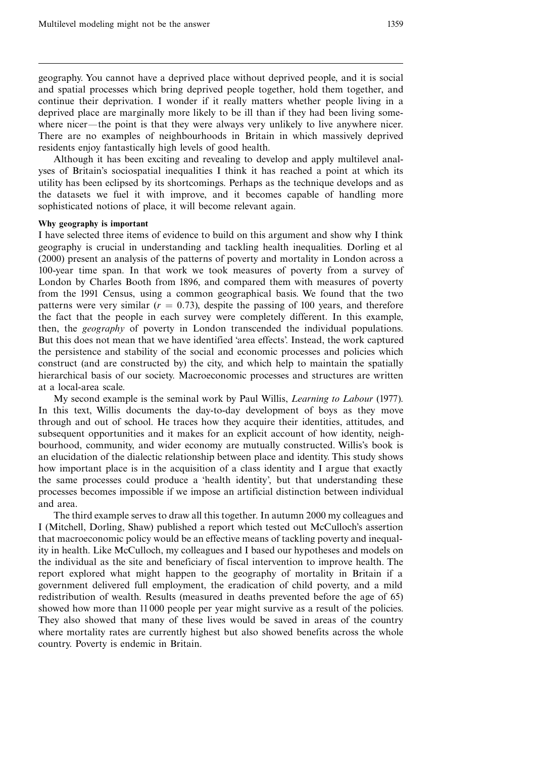geography. You cannot have a deprived place without deprived people, and it is social and spatial processes which bring deprived people together, hold them together, and continue their deprivation. I wonder if it really matters whether people living in a deprived place are marginally more likely to be ill than if they had been living somewhere nicer—the point is that they were always very unlikely to live anywhere nicer. There are no examples of neighbourhoods in Britain in which massively deprived residents enjoy fantastically high levels of good health.

Although it has been exciting and revealing to develop and apply multilevel analyses of Britain's sociospatial inequalities I think it has reached a point at which its utility has been eclipsed by its shortcomings. Perhaps as the technique develops and as the datasets we fuel it with improve, and it becomes capable of handling more sophisticated notions of place, it will become relevant again.

**Why geography is important**

I have selected three items of evidence to build on this argument and show why I think geography is crucial in understanding and tackling health inequalities. Dorling et al (2000) present an analysis of the patterns of poverty and mortality in London across a 100-year time span. In that work we took measures of poverty from a survey of London by Charles Booth from 1896, and compared them with measures of poverty from the 1991 Census, using a common geographical basis. We found that the two patterns were very similar ($r = 0.73$), despite the passing of 100 years, and therefore the fact that the people in each survey were completely different. In this example, then, the *geography* of poverty in London transcended the individual populations. But this does not mean that we have identified 'area effects'. Instead, the work captured the persistence and stability of the social and economic processes and policies which construct (and are constructed by) the city, and which help to maintain the spatially hierarchical basis of our society. Macroeconomic processes and structures are written at a local-area scale.

My second example is the seminal work by Paul Willis, *Learning to Labour* (1977). In this text, Willis documents the day-to-day development of boys as they move through and out of school. He traces how they acquire their identities, attitudes, and subsequent opportunities and it makes for an explicit account of how identity, neighbourhood, community, and wider economy are mutually constructed. Willis's book is an elucidation of the dialectic relationship between place and identity. This study shows how important place is in the acquisition of a class identity and I argue that exactly the same processes could produce a 'health identity', but that understanding these processes becomes impossible if we impose an artificial distinction between individual and area.

The third example serves to draw all this together. In autumn 2000 my colleagues and I (Mitchell, Dorling, Shaw) published a report which tested out McCulloch's assertion that macroeconomic policy would be an effective means of tackling poverty and inequality in health. Like McCulloch, my colleagues and I based our hypotheses and models on the individual as the site and beneficiary of fiscal intervention to improve health. The report explored what might happen to the geography of mortality in Britain if a government delivered full employment, the eradication of child poverty, and a mild redistribution of wealth. Results (measured in deaths prevented before the age of 65) showed how more than 11 000 people per year might survive as a result of the policies. They also showed that many of these lives would be saved in areas of the country where mortality rates are currently highest but also showed benefits across the whole country. Poverty is endemic in Britain.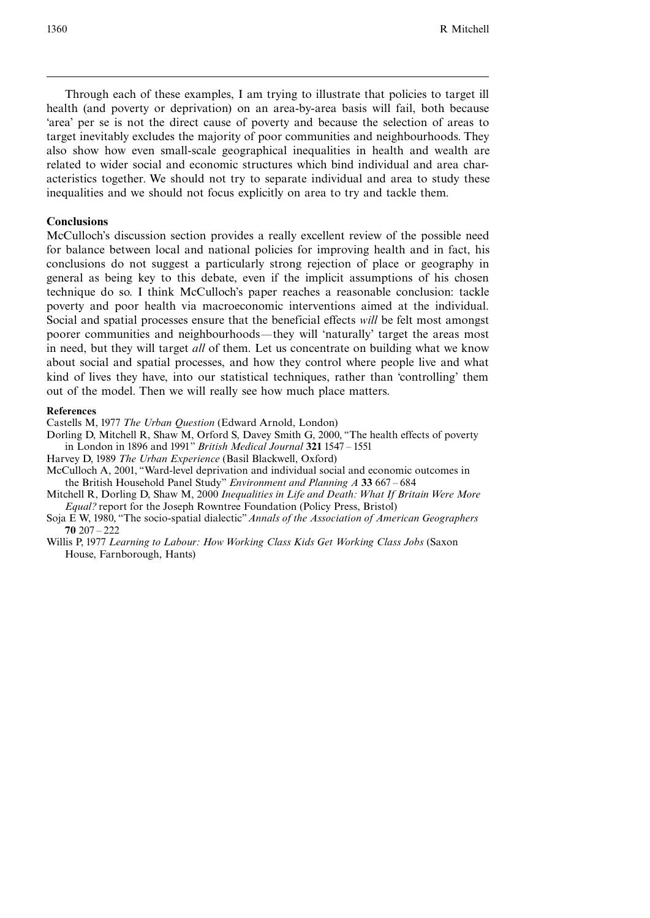Through each of these examples, I am trying to illustrate that policies to target ill health (and poverty or deprivation) on an area-by-area basis will fail, both because 'area' per se is not the direct cause of poverty and because the selection of areas to target inevitably excludes the majority of poor communities and neighbourhoods. They also show how even small-scale geographical inequalities in health and wealth are related to wider social and economic structures which bind individual and area characteristics together. We should not try to separate individual and area to study these inequalities and we should not focus explicitly on area to try and tackle them.

## Conclusions

McCulloch's discussion section provides a really excellent review of the possible need for balance between local and national policies for improving health and in fact, his conclusions do not suggest a particularly strong rejection of place or geography in general as being key to this debate, even if the implicit assumptions of his chosen technique do so. I think McCulloch's paper reaches a reasonable conclusion: tackle poverty and poor health via macroeconomic interventions aimed at the individual. Social and spatial processes ensure that the beneficial effects *will* be felt most amongst poorer communities and neighbourhoods—they will 'naturally' target the areas most in need, but they will target *all* of them. Let us concentrate on building what we know about social and spatial processes, and how they control where people live and what kind of lives they have, into our statistical techniques, rather than 'controlling' them out of the model. Then we will really see how much place matters.

### References

Castells M, 1977 *The Urban Question* (Edward Arnold, London)

Dorling D, Mitchell R, Shaw M, Orford S, Davey Smith G, 2000, "The health effects of poverty in London in 1896 and 1991" *British Medical Journal* **321** 1547 – 1551

Harvey D, 1989 *The Urban Experience* (Basil Blackwell, Oxford)

McCulloch A, 2001, "Ward-level deprivation and individual social and economic outcomes in the British Household Panel Study" *Environment and Planning A* **33** 667 – 684

Mitchell R, Dorling D, Shaw M, 2000 *Inequalities in Life and Death: What If Britain Were More Equal?* report for the Joseph Rowntree Foundation (Policy Press, Bristol)

Soja E W, 1980, "The socio-spatial dialectic" *Annals of the Association of American Geographers* **70** 207 – 222

Willis P, 1977 *Learning to Labour: How Working Class Kids Get Working Class Jobs* (Saxon House, Farnborough, Hants)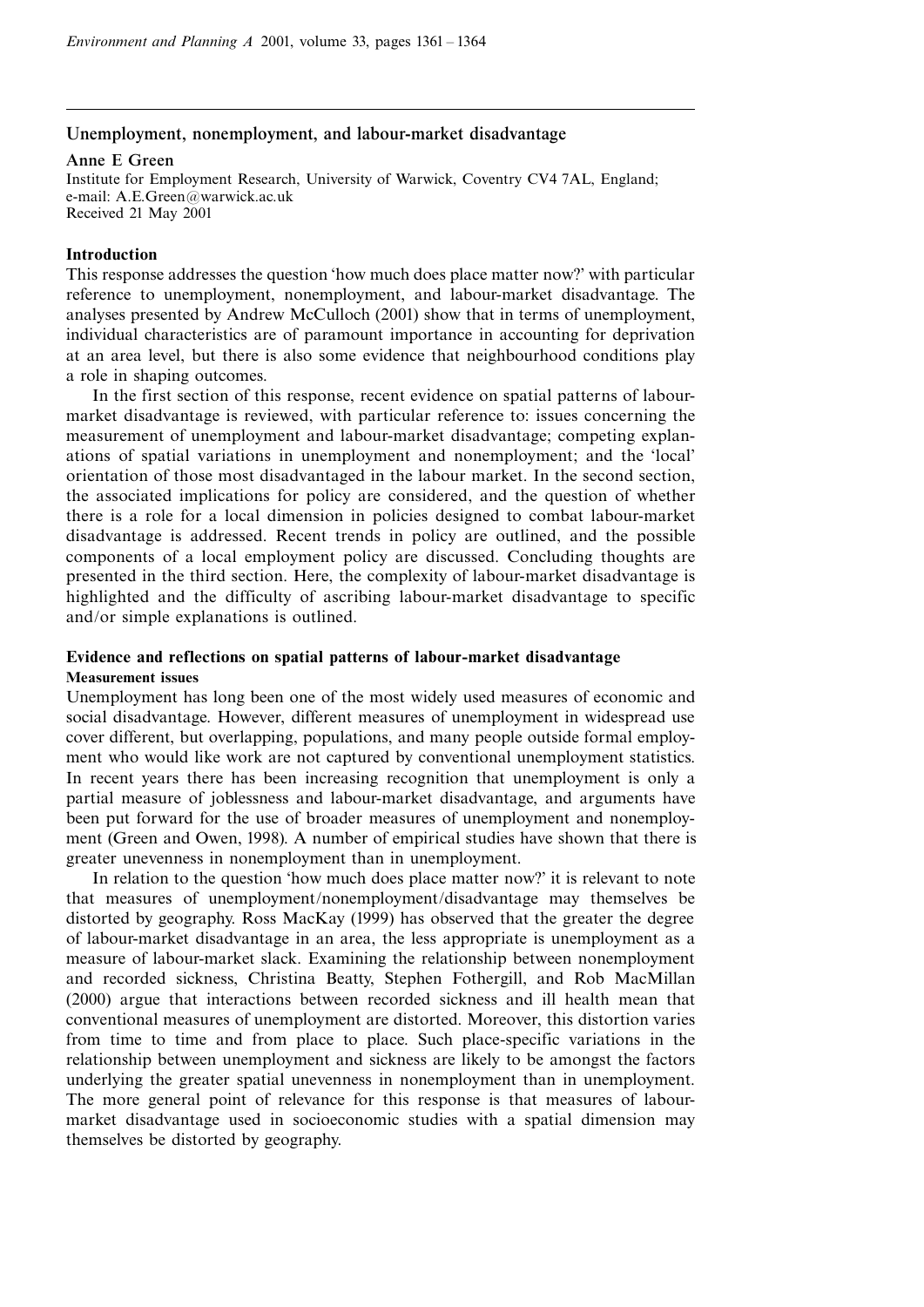## Unemployment, nonemployment, and labour-market disadvantage

**Anne E Green**
Institute for Employment Research, University of Warwick, Coventry CV4 7AL, England; e-mail: A.E.Green@warwick.ac.uk
Received 21 May 2001

### Introduction

This response addresses the question 'how much does place matter now?' with particular reference to unemployment, nonemployment, and labour-market disadvantage. The analyses presented by Andrew McCulloch (2001) show that in terms of unemployment, individual characteristics are of paramount importance in accounting for deprivation at an area level, but there is also some evidence that neighbourhood conditions play a role in shaping outcomes.

In the first section of this response, recent evidence on spatial patterns of labour-market disadvantage is reviewed, with particular reference to: issues concerning the measurement of unemployment and labour-market disadvantage; competing explanations of spatial variations in unemployment and nonemployment; and the 'local' orientation of those most disadvantaged in the labour market. In the second section, the associated implications for policy are considered, and the question of whether there is a role for a local dimension in policies designed to combat labour-market disadvantage is addressed. Recent trends in policy are outlined, and the possible components of a local employment policy are discussed. Concluding thoughts are presented in the third section. Here, the complexity of labour-market disadvantage is highlighted and the difficulty of ascribing labour-market disadvantage to specific and/or simple explanations is outlined.

### Evidence and reflections on spatial patterns of labour-market disadvantage

#### Measurement issues

Unemployment has long been one of the most widely used measures of economic and social disadvantage. However, different measures of unemployment in widespread use cover different, but overlapping, populations, and many people outside formal employment who would like work are not captured by conventional unemployment statistics. In recent years there has been increasing recognition that unemployment is only a partial measure of joblessness and labour-market disadvantage, and arguments have been put forward for the use of broader measures of unemployment and nonemployment (Green and Owen, 1998). A number of empirical studies have shown that there is greater unevenness in nonemployment than in unemployment.

In relation to the question 'how much does place matter now?' it is relevant to note that measures of unemployment/nonemployment/disadvantage may themselves be distorted by geography. Ross MacKay (1999) has observed that the greater the degree of labour-market disadvantage in an area, the less appropriate is unemployment as a measure of labour-market slack. Examining the relationship between nonemployment and recorded sickness, Christina Beatty, Stephen Fothergill, and Rob MacMillan (2000) argue that interactions between recorded sickness and ill health mean that conventional measures of unemployment are distorted. Moreover, this distortion varies from time to time and from place to place. Such place-specific variations in the relationship between unemployment and sickness are likely to be amongst the factors underlying the greater spatial unevenness in nonemployment than in unemployment. The more general point of relevance for this response is that measures of labour-market disadvantage used in socioeconomic studies with a spatial dimension may themselves be distorted by geography.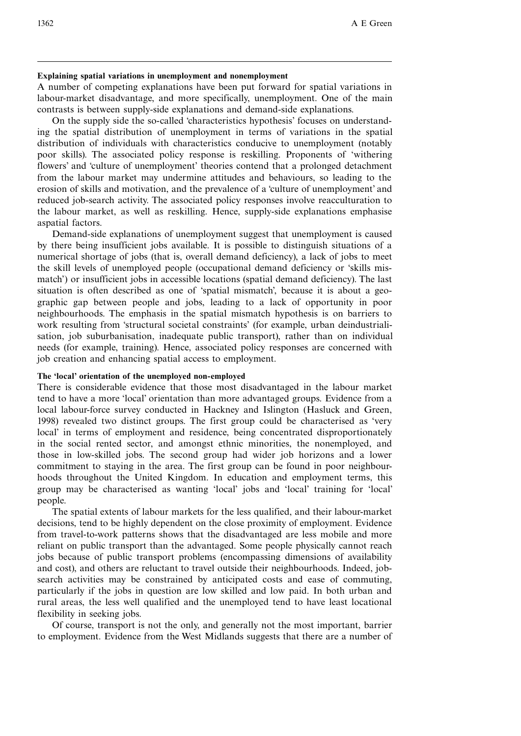### Explaining spatial variations in unemployment and nonemployment

A number of competing explanations have been put forward for spatial variations in labour-market disadvantage, and more specifically, unemployment. One of the main contrasts is between supply-side explanations and demand-side explanations.

On the supply side the so-called 'characteristics hypothesis' focuses on understanding the spatial distribution of unemployment in terms of variations in the spatial distribution of individuals with characteristics conducive to unemployment (notably poor skills). The associated policy response is reskilling. Proponents of 'withering flowers' and 'culture of unemployment' theories contend that a prolonged detachment from the labour market may undermine attitudes and behaviours, so leading to the erosion of skills and motivation, and the prevalence of a 'culture of unemployment' and reduced job-search activity. The associated policy responses involve reacculturation to the labour market, as well as reskilling. Hence, supply-side explanations emphasise aspatial factors.

Demand-side explanations of unemployment suggest that unemployment is caused by there being insufficient jobs available. It is possible to distinguish situations of a numerical shortage of jobs (that is, overall demand deficiency), a lack of jobs to meet the skill levels of unemployed people (occupational demand deficiency or 'skills mismatch') or insufficient jobs in accessible locations (spatial demand deficiency). The last situation is often described as one of 'spatial mismatch', because it is about a geographic gap between people and jobs, leading to a lack of opportunity in poor neighbourhoods. The emphasis in the spatial mismatch hypothesis is on barriers to work resulting from 'structural societal constraints' (for example, urban deindustrialisation, job suburbanisation, inadequate public transport), rather than on individual needs (for example, training). Hence, associated policy responses are concerned with job creation and enhancing spatial access to employment.

### The 'local' orientation of the unemployed non-employed

There is considerable evidence that those most disadvantaged in the labour market tend to have a more 'local' orientation than more advantaged groups. Evidence from a local labour-force survey conducted in Hackney and Islington (Hasluck and Green, 1998) revealed two distinct groups. The first group could be characterised as 'very local' in terms of employment and residence, being concentrated disproportionately in the social rented sector, and amongst ethnic minorities, the nonemployed, and those in low-skilled jobs. The second group had wider job horizons and a lower commitment to staying in the area. The first group can be found in poor neighbourhoods throughout the United Kingdom. In education and employment terms, this group may be characterised as wanting 'local' jobs and 'local' training for 'local' people.

The spatial extents of labour markets for the less qualified, and their labour-market decisions, tend to be highly dependent on the close proximity of employment. Evidence from travel-to-work patterns shows that the disadvantaged are less mobile and more reliant on public transport than the advantaged. Some people physically cannot reach jobs because of public transport problems (encompassing dimensions of availability and cost), and others are reluctant to travel outside their neighbourhoods. Indeed, job-search activities may be constrained by anticipated costs and ease of commuting, particularly if the jobs in question are low skilled and low paid. In both urban and rural areas, the less well qualified and the unemployed tend to have least locational flexibility in seeking jobs.

Of course, transport is not the only, and generally not the most important, barrier to employment. Evidence from the West Midlands suggests that there are a number of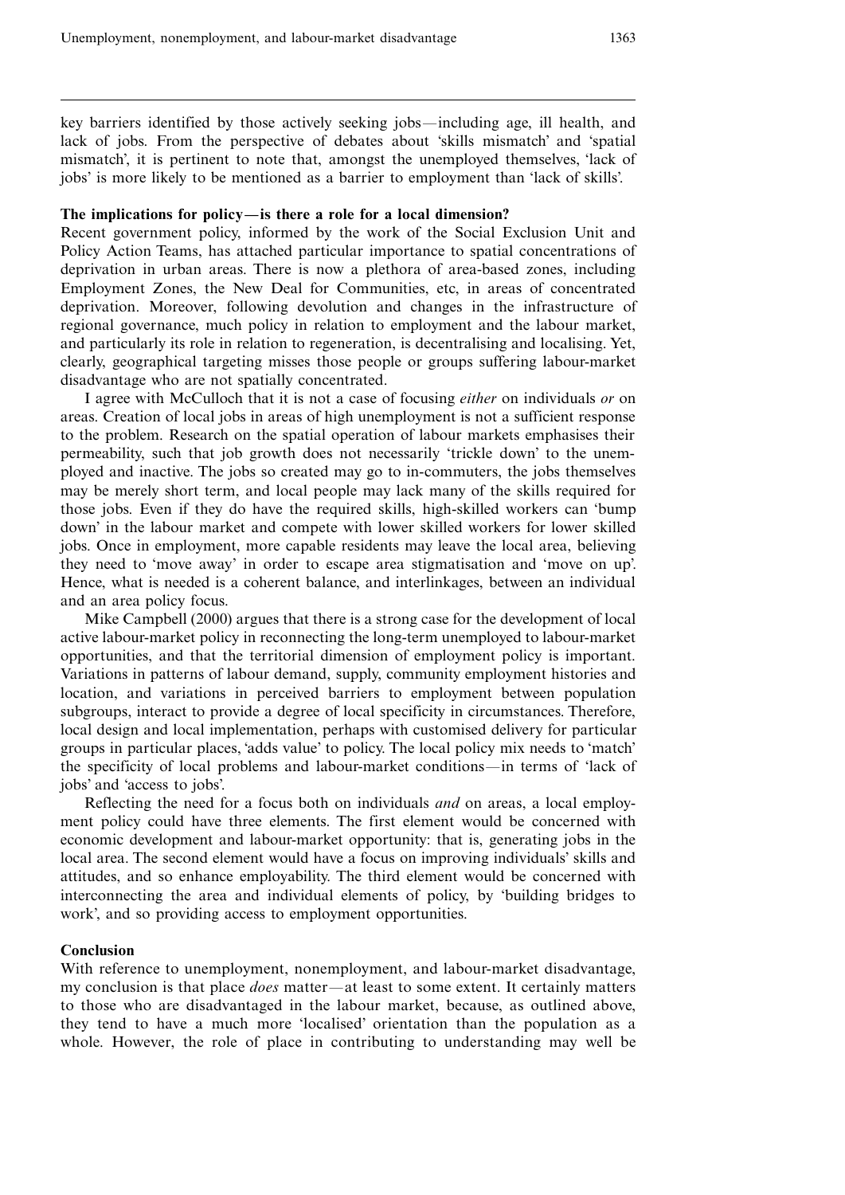key barriers identified by those actively seeking jobs—including age, ill health, and lack of jobs. From the perspective of debates about 'skills mismatch' and 'spatial mismatch', it is pertinent to note that, amongst the unemployed themselves, 'lack of jobs' is more likely to be mentioned as a barrier to employment than 'lack of skills'.

**The implications for policy—is there a role for a local dimension?**

Recent government policy, informed by the work of the Social Exclusion Unit and Policy Action Teams, has attached particular importance to spatial concentrations of deprivation in urban areas. There is now a plethora of area-based zones, including Employment Zones, the New Deal for Communities, etc, in areas of concentrated deprivation. Moreover, following devolution and changes in the infrastructure of regional governance, much policy in relation to employment and the labour market, and particularly its role in relation to regeneration, is decentralising and localising. Yet, clearly, geographical targeting misses those people or groups suffering labour-market disadvantage who are not spatially concentrated.

I agree with McCulloch that it is not a case of focusing *either* on individuals *or* on areas. Creation of local jobs in areas of high unemployment is not a sufficient response to the problem. Research on the spatial operation of labour markets emphasises their permeability, such that job growth does not necessarily 'trickle down' to the unemployed and inactive. The jobs so created may go to in-commuters, the jobs themselves may be merely short term, and local people may lack many of the skills required for those jobs. Even if they do have the required skills, high-skilled workers can 'bump down' in the labour market and compete with lower skilled workers for lower skilled jobs. Once in employment, more capable residents may leave the local area, believing they need to 'move away' in order to escape area stigmatisation and 'move on up'. Hence, what is needed is a coherent balance, and interlinkages, between an individual and an area policy focus.

Mike Campbell (2000) argues that there is a strong case for the development of local active labour-market policy in reconnecting the long-term unemployed to labour-market opportunities, and that the territorial dimension of employment policy is important. Variations in patterns of labour demand, supply, community employment histories and location, and variations in perceived barriers to employment between population subgroups, interact to provide a degree of local specificity in circumstances. Therefore, local design and local implementation, perhaps with customised delivery for particular groups in particular places, 'adds value' to policy. The local policy mix needs to 'match' the specificity of local problems and labour-market conditions—in terms of 'lack of jobs' and 'access to jobs'.

Reflecting the need for a focus both on individuals *and* on areas, a local employment policy could have three elements. The first element would be concerned with economic development and labour-market opportunity: that is, generating jobs in the local area. The second element would have a focus on improving individuals' skills and attitudes, and so enhance employability. The third element would be concerned with interconnecting the area and individual elements of policy, by 'building bridges to work', and so providing access to employment opportunities.

**Conclusion**

With reference to unemployment, nonemployment, and labour-market disadvantage, my conclusion is that place *does* matter—at least to some extent. It certainly matters to those who are disadvantaged in the labour market, because, as outlined above, they tend to have a much more 'localised' orientation than the population as a whole. However, the role of place in contributing to understanding may well be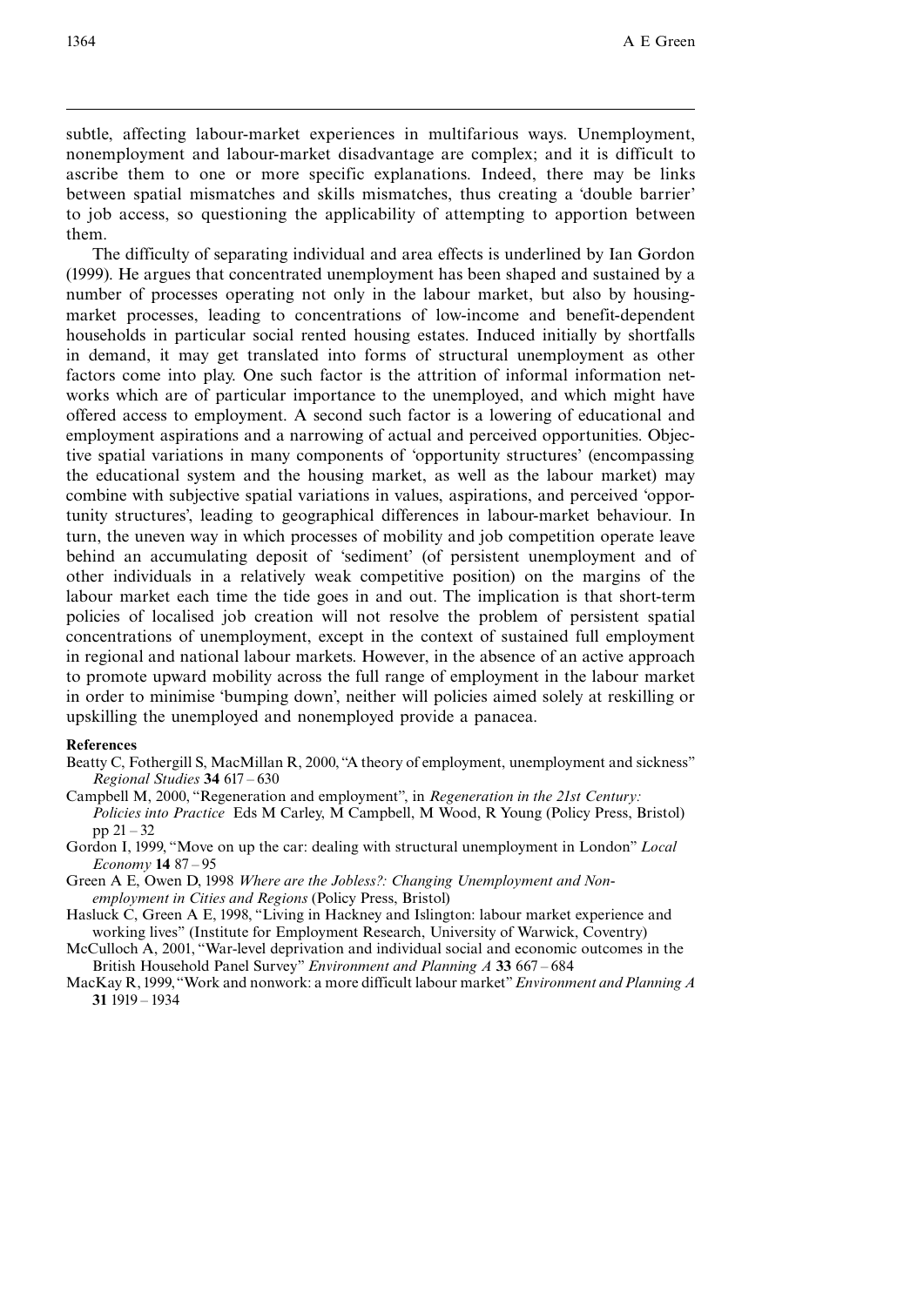subtle, affecting labour-market experiences in multifarious ways. Unemployment, nonemployment and labour-market disadvantage are complex; and it is difficult to ascribe them to one or more specific explanations. Indeed, there may be links between spatial mismatches and skills mismatches, thus creating a 'double barrier' to job access, so questioning the applicability of attempting to apportion between them.

The difficulty of separating individual and area effects is underlined by Ian Gordon (1999). He argues that concentrated unemployment has been shaped and sustained by a number of processes operating not only in the labour market, but also by housing-market processes, leading to concentrations of low-income and benefit-dependent households in particular social rented housing estates. Induced initially by shortfalls in demand, it may get translated into forms of structural unemployment as other factors come into play. One such factor is the attrition of informal information networks which are of particular importance to the unemployed, and which might have offered access to employment. A second such factor is a lowering of educational and employment aspirations and a narrowing of actual and perceived opportunities. Objective spatial variations in many components of 'opportunity structures' (encompassing the educational system and the housing market, as well as the labour market) may combine with subjective spatial variations in values, aspirations, and perceived 'opportunity structures', leading to geographical differences in labour-market behaviour. In turn, the uneven way in which processes of mobility and job competition operate leave behind an accumulating deposit of 'sediment' (of persistent unemployment and of other individuals in a relatively weak competitive position) on the margins of the labour market each time the tide goes in and out. The implication is that short-term policies of localised job creation will not resolve the problem of persistent spatial concentrations of unemployment, except in the context of sustained full employment in regional and national labour markets. However, in the absence of an active approach to promote upward mobility across the full range of employment in the labour market in order to minimise 'bumping down', neither will policies aimed solely at reskilling or upskilling the unemployed and nonemployed provide a panacea.

**References**

Beatty C, Fothergill S, MacMillan R, 2000, "A theory of employment, unemployment and sickness" *Regional Studies* **34** 617 – 630

Campbell M, 2000, "Regeneration and employment", in *Regeneration in the 21st Century: Policies into Practice* Eds M Carley, M Campbell, M Wood, R Young (Policy Press, Bristol) pp 21 – 32

Gordon I, 1999, "Move on up the car: dealing with structural unemployment in London" *Local Economy* **14** 87 – 95

Green A E, Owen D, 1998 *Where are the Jobless?: Changing Unemployment and Non-employment in Cities and Regions* (Policy Press, Bristol)

Hasluck C, Green A E, 1998, "Living in Hackney and Islington: labour market experience and working lives" (Institute for Employment Research, University of Warwick, Coventry)

McCulloch A, 2001, "War-level deprivation and individual social and economic outcomes in the British Household Panel Survey" *Environment and Planning A* **33** 667 – 684

MacKay R, 1999, "Work and nonwork: a more difficult labour market" *Environment and Planning A* **31** 1919 – 1934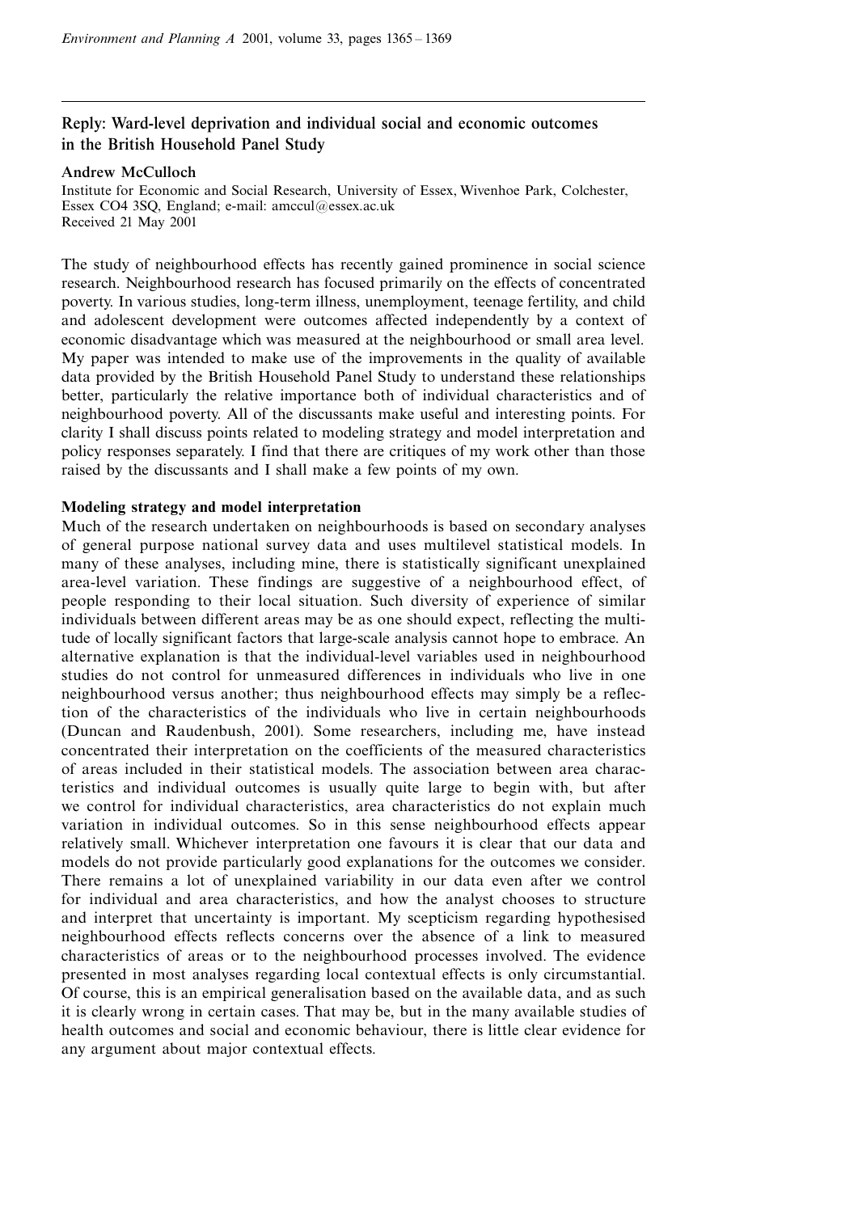## Reply: Ward-level deprivation and individual social and economic outcomes in the British Household Panel Study

**Andrew McCulloch**

Institute for Economic and Social Research, University of Essex, Wivenhoe Park, Colchester, Essex CO4 3SQ, England; e-mail: amccul@essex.ac.uk

Received 21 May 2001

The study of neighbourhood effects has recently gained prominence in social science research. Neighbourhood research has focused primarily on the effects of concentrated poverty. In various studies, long-term illness, unemployment, teenage fertility, and child and adolescent development were outcomes affected independently by a context of economic disadvantage which was measured at the neighbourhood or small area level. My paper was intended to make use of the improvements in the quality of available data provided by the British Household Panel Study to understand these relationships better, particularly the relative importance both of individual characteristics and of neighbourhood poverty. All of the discussants make useful and interesting points. For clarity I shall discuss points related to modeling strategy and model interpretation and policy responses separately. I find that there are critiques of my work other than those raised by the discussants and I shall make a few points of my own.

### Modeling strategy and model interpretation

Much of the research undertaken on neighbourhoods is based on secondary analyses of general purpose national survey data and uses multilevel statistical models. In many of these analyses, including mine, there is statistically significant unexplained area-level variation. These findings are suggestive of a neighbourhood effect, of people responding to their local situation. Such diversity of experience of similar individuals between different areas may be as one should expect, reflecting the multitude of locally significant factors that large-scale analysis cannot hope to embrace. An alternative explanation is that the individual-level variables used in neighbourhood studies do not control for unmeasured differences in individuals who live in one neighbourhood versus another; thus neighbourhood effects may simply be a reflection of the characteristics of the individuals who live in certain neighbourhoods (Duncan and Raudenbush, 2001). Some researchers, including me, have instead concentrated their interpretation on the coefficients of the measured characteristics of areas included in their statistical models. The association between area characteristics and individual outcomes is usually quite large to begin with, but after we control for individual characteristics, area characteristics do not explain much variation in individual outcomes. So in this sense neighbourhood effects appear relatively small. Whichever interpretation one favours it is clear that our data and models do not provide particularly good explanations for the outcomes we consider. There remains a lot of unexplained variability in our data even after we control for individual and area characteristics, and how the analyst chooses to structure and interpret that uncertainty is important. My scepticism regarding hypothesised neighbourhood effects reflects concerns over the absence of a link to measured characteristics of areas or to the neighbourhood processes involved. The evidence presented in most analyses regarding local contextual effects is only circumstantial. Of course, this is an empirical generalisation based on the available data, and as such it is clearly wrong in certain cases. That may be, but in the many available studies of health outcomes and social and economic behaviour, there is little clear evidence for any argument about major contextual effects.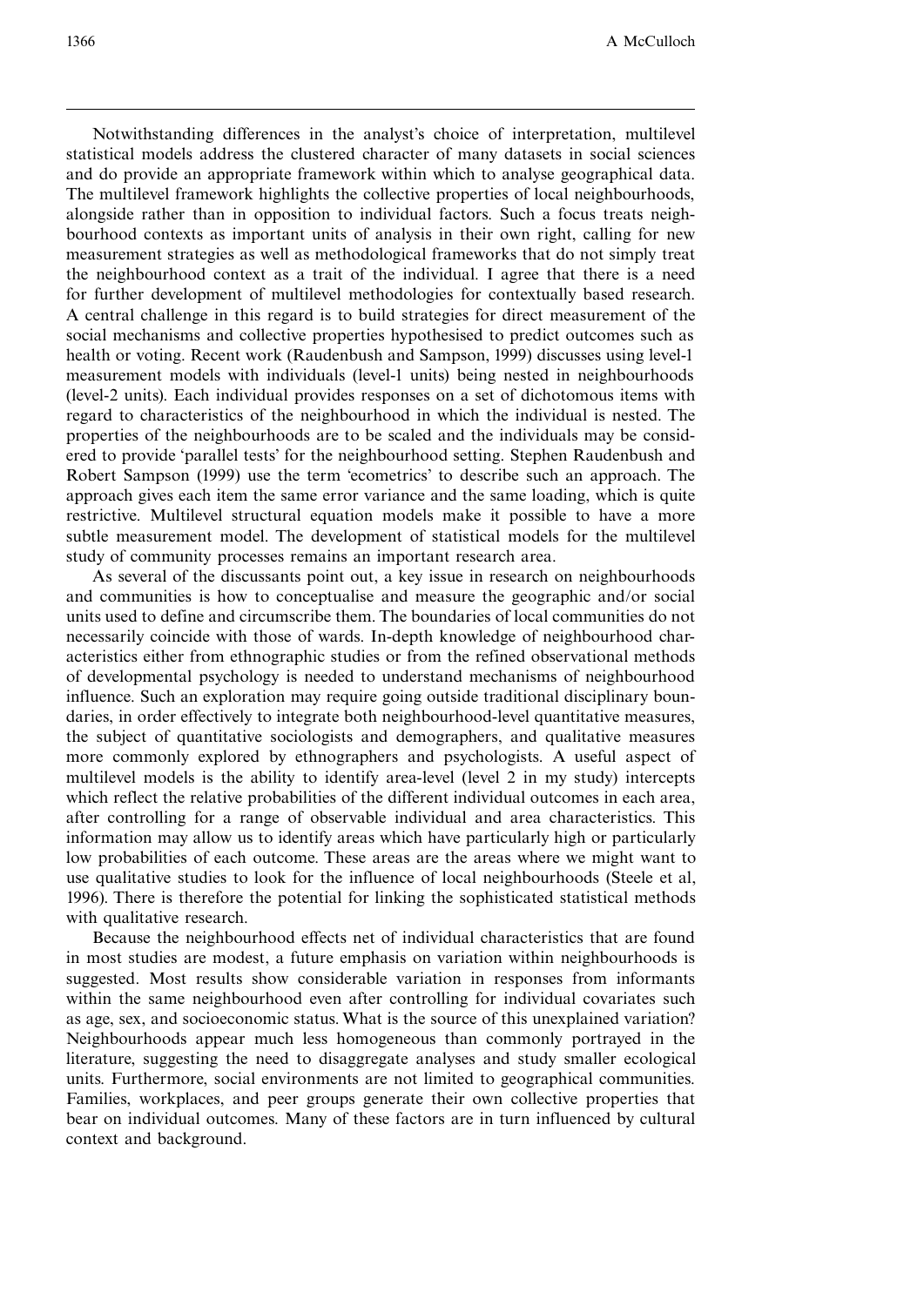Notwithstanding differences in the analyst's choice of interpretation, multilevel statistical models address the clustered character of many datasets in social sciences and do provide an appropriate framework within which to analyse geographical data. The multilevel framework highlights the collective properties of local neighbourhoods, alongside rather than in opposition to individual factors. Such a focus treats neighbourhood contexts as important units of analysis in their own right, calling for new measurement strategies as well as methodological frameworks that do not simply treat the neighbourhood context as a trait of the individual. I agree that there is a need for further development of multilevel methodologies for contextually based research. A central challenge in this regard is to build strategies for direct measurement of the social mechanisms and collective properties hypothesised to predict outcomes such as health or voting. Recent work (Raudenbush and Sampson, 1999) discusses using level-1 measurement models with individuals (level-1 units) being nested in neighbourhoods (level-2 units). Each individual provides responses on a set of dichotomous items with regard to characteristics of the neighbourhood in which the individual is nested. The properties of the neighbourhoods are to be scaled and the individuals may be considered to provide 'parallel tests' for the neighbourhood setting. Stephen Raudenbush and Robert Sampson (1999) use the term 'ecometrics' to describe such an approach. The approach gives each item the same error variance and the same loading, which is quite restrictive. Multilevel structural equation models make it possible to have a more subtle measurement model. The development of statistical models for the multilevel study of community processes remains an important research area.

As several of the discussants point out, a key issue in research on neighbourhoods and communities is how to conceptualise and measure the geographic and/or social units used to define and circumscribe them. The boundaries of local communities do not necessarily coincide with those of wards. In-depth knowledge of neighbourhood characteristics either from ethnographic studies or from the refined observational methods of developmental psychology is needed to understand mechanisms of neighbourhood influence. Such an exploration may require going outside traditional disciplinary boundaries, in order effectively to integrate both neighbourhood-level quantitative measures, the subject of quantitative sociologists and demographers, and qualitative measures more commonly explored by ethnographers and psychologists. A useful aspect of multilevel models is the ability to identify area-level (level 2 in my study) intercepts which reflect the relative probabilities of the different individual outcomes in each area, after controlling for a range of observable individual and area characteristics. This information may allow us to identify areas which have particularly high or particularly low probabilities of each outcome. These areas are the areas where we might want to use qualitative studies to look for the influence of local neighbourhoods (Steele et al, 1996). There is therefore the potential for linking the sophisticated statistical methods with qualitative research.

Because the neighbourhood effects net of individual characteristics that are found in most studies are modest, a future emphasis on variation within neighbourhoods is suggested. Most results show considerable variation in responses from informants within the same neighbourhood even after controlling for individual covariates such as age, sex, and socioeconomic status. What is the source of this unexplained variation? Neighbourhoods appear much less homogeneous than commonly portrayed in the literature, suggesting the need to disaggregate analyses and study smaller ecological units. Furthermore, social environments are not limited to geographical communities. Families, workplaces, and peer groups generate their own collective properties that bear on individual outcomes. Many of these factors are in turn influenced by cultural context and background.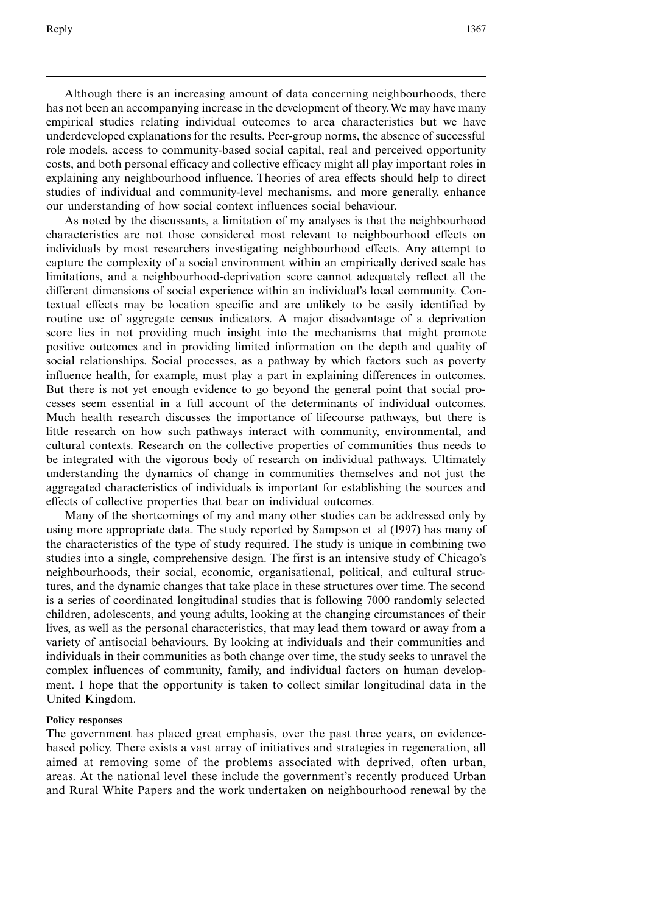Although there is an increasing amount of data concerning neighbourhoods, there has not been an accompanying increase in the development of theory. We may have many empirical studies relating individual outcomes to area characteristics but we have underdeveloped explanations for the results. Peer-group norms, the absence of successful role models, access to community-based social capital, real and perceived opportunity costs, and both personal efficacy and collective efficacy might all play important roles in explaining any neighbourhood influence. Theories of area effects should help to direct studies of individual and community-level mechanisms, and more generally, enhance our understanding of how social context influences social behaviour.

As noted by the discussants, a limitation of my analyses is that the neighbourhood characteristics are not those considered most relevant to neighbourhood effects on individuals by most researchers investigating neighbourhood effects. Any attempt to capture the complexity of a social environment within an empirically derived scale has limitations, and a neighbourhood-deprivation score cannot adequately reflect all the different dimensions of social experience within an individual's local community. Contextual effects may be location specific and are unlikely to be easily identified by routine use of aggregate census indicators. A major disadvantage of a deprivation score lies in not providing much insight into the mechanisms that might promote positive outcomes and in providing limited information on the depth and quality of social relationships. Social processes, as a pathway by which factors such as poverty influence health, for example, must play a part in explaining differences in outcomes. But there is not yet enough evidence to go beyond the general point that social processes seem essential in a full account of the determinants of individual outcomes. Much health research discusses the importance of lifecourse pathways, but there is little research on how such pathways interact with community, environmental, and cultural contexts. Research on the collective properties of communities thus needs to be integrated with the vigorous body of research on individual pathways. Ultimately understanding the dynamics of change in communities themselves and not just the aggregated characteristics of individuals is important for establishing the sources and effects of collective properties that bear on individual outcomes.

Many of the shortcomings of my and many other studies can be addressed only by using more appropriate data. The study reported by Sampson et al (1997) has many of the characteristics of the type of study required. The study is unique in combining two studies into a single, comprehensive design. The first is an intensive study of Chicago's neighbourhoods, their social, economic, organisational, political, and cultural structures, and the dynamic changes that take place in these structures over time. The second is a series of coordinated longitudinal studies that is following 7000 randomly selected children, adolescents, and young adults, looking at the changing circumstances of their lives, as well as the personal characteristics, that may lead them toward or away from a variety of antisocial behaviours. By looking at individuals and their communities and individuals in their communities as both change over time, the study seeks to unravel the complex influences of community, family, and individual factors on human development. I hope that the opportunity is taken to collect similar longitudinal data in the United Kingdom.

#### Policy responses

The government has placed great emphasis, over the past three years, on evidence-based policy. There exists a vast array of initiatives and strategies in regeneration, all aimed at removing some of the problems associated with deprived, often urban, areas. At the national level these include the government's recently produced Urban and Rural White Papers and the work undertaken on neighbourhood renewal by the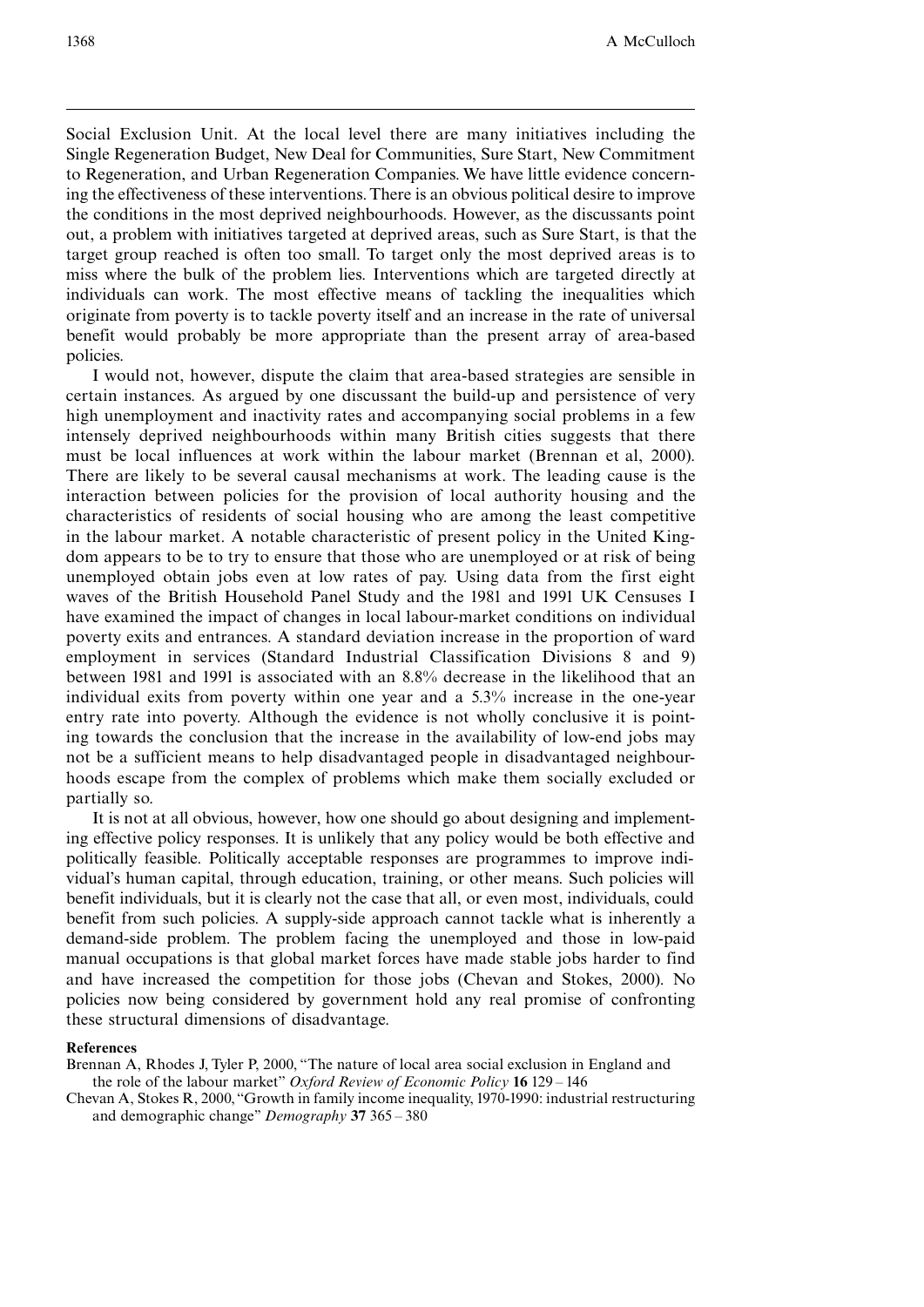Social Exclusion Unit. At the local level there are many initiatives including the Single Regeneration Budget, New Deal for Communities, Sure Start, New Commitment to Regeneration, and Urban Regeneration Companies. We have little evidence concerning the effectiveness of these interventions. There is an obvious political desire to improve the conditions in the most deprived neighbourhoods. However, as the discussants point out, a problem with initiatives targeted at deprived areas, such as Sure Start, is that the target group reached is often too small. To target only the most deprived areas is to miss where the bulk of the problem lies. Interventions which are targeted directly at individuals can work. The most effective means of tackling the inequalities which originate from poverty is to tackle poverty itself and an increase in the rate of universal benefit would probably be more appropriate than the present array of area-based policies.

I would not, however, dispute the claim that area-based strategies are sensible in certain instances. As argued by one discussant the build-up and persistence of very high unemployment and inactivity rates and accompanying social problems in a few intensely deprived neighbourhoods within many British cities suggests that there must be local influences at work within the labour market (Brennan et al, 2000). There are likely to be several causal mechanisms at work. The leading cause is the interaction between policies for the provision of local authority housing and the characteristics of residents of social housing who are among the least competitive in the labour market. A notable characteristic of present policy in the United Kingdom appears to be to try to ensure that those who are unemployed or at risk of being unemployed obtain jobs even at low rates of pay. Using data from the first eight waves of the British Household Panel Study and the 1981 and 1991 UK Censuses I have examined the impact of changes in local labour-market conditions on individual poverty exits and entrances. A standard deviation increase in the proportion of ward employment in services (Standard Industrial Classification Divisions 8 and 9) between 1981 and 1991 is associated with an 8.8% decrease in the likelihood that an individual exits from poverty within one year and a 5.3% increase in the one-year entry rate into poverty. Although the evidence is not wholly conclusive it is pointing towards the conclusion that the increase in the availability of low-end jobs may not be a sufficient means to help disadvantaged people in disadvantaged neighbourhoods escape from the complex of problems which make them socially excluded or partially so.

It is not at all obvious, however, how one should go about designing and implementing effective policy responses. It is unlikely that any policy would be both effective and politically feasible. Politically acceptable responses are programmes to improve individual's human capital, through education, training, or other means. Such policies will benefit individuals, but it is clearly not the case that all, or even most, individuals, could benefit from such policies. A supply-side approach cannot tackle what is inherently a demand-side problem. The problem facing the unemployed and those in low-paid manual occupations is that global market forces have made stable jobs harder to find and have increased the competition for those jobs (Chevan and Stokes, 2000). No policies now being considered by government hold any real promise of confronting these structural dimensions of disadvantage.

**References**

Brennan A, Rhodes J, Tyler P, 2000, "The nature of local area social exclusion in England and the role of the labour market" *Oxford Review of Economic Policy* **16** 129 – 146

Chevan A, Stokes R, 2000, "Growth in family income inequality, 1970-1990: industrial restructuring and demographic change" *Demography* **37** 365 – 380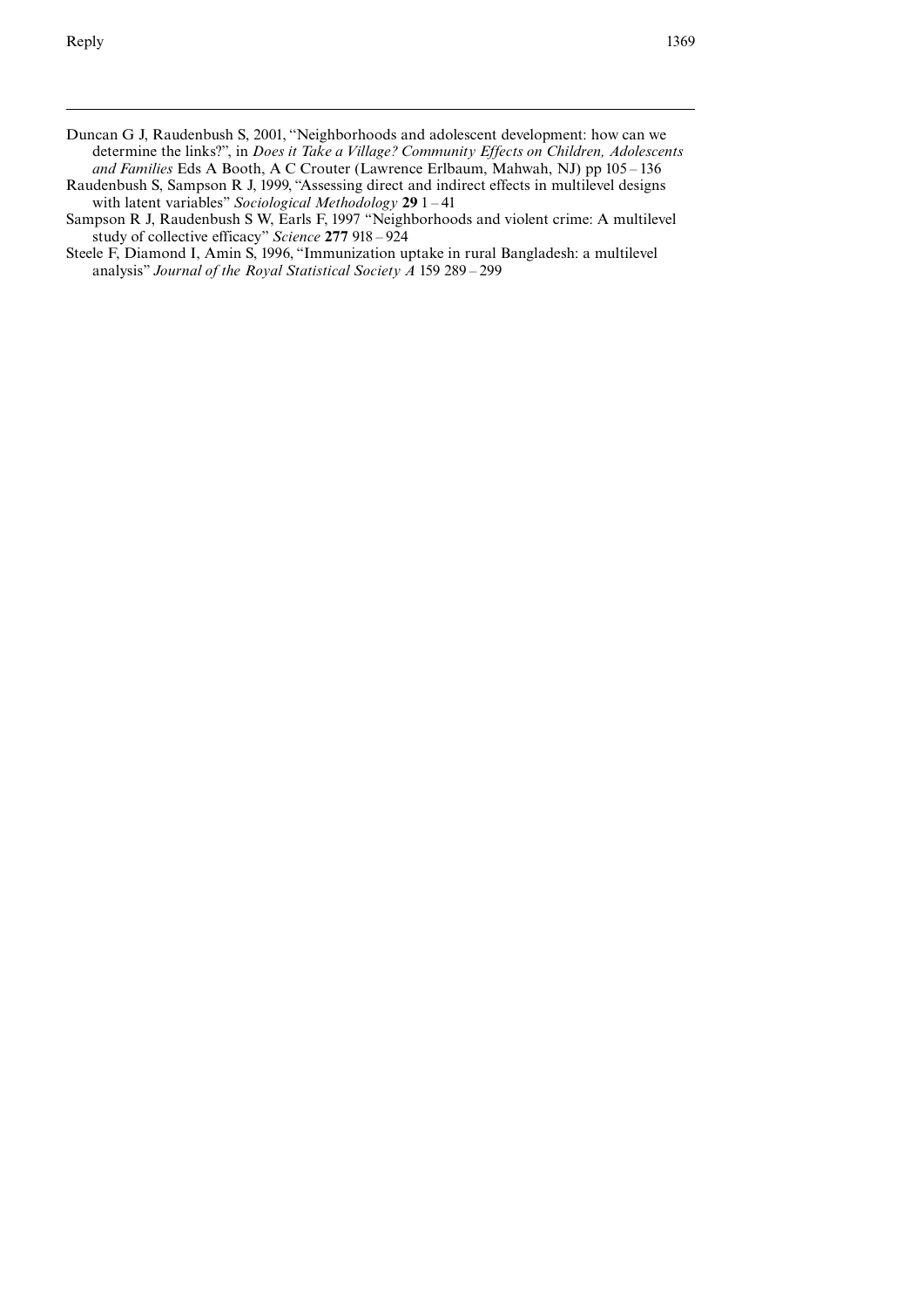Duncan G J, Raudenbush S, 2001, "Neighborhoods and adolescent development: how can we determine the links?", in *Does it Take a Village? Community Effects on Children, Adolescents and Families* Eds A Booth, A C Crouter (Lawrence Erlbaum, Mahwah, NJ) pp 105 – 136

Raudenbush S, Sampson R J, 1999, "Assessing direct and indirect effects in multilevel designs with latent variables" *Sociological Methodology* **29** 1 – 41

Sampson R J, Raudenbush S W, Earls F, 1997 "Neighborhoods and violent crime: A multilevel study of collective efficacy" *Science* **277** 918 – 924

Steele F, Diamond I, Amin S, 1996, "Immunization uptake in rural Bangladesh: a multilevel analysis" *Journal of the Royal Statistical Society A* 159 289 – 299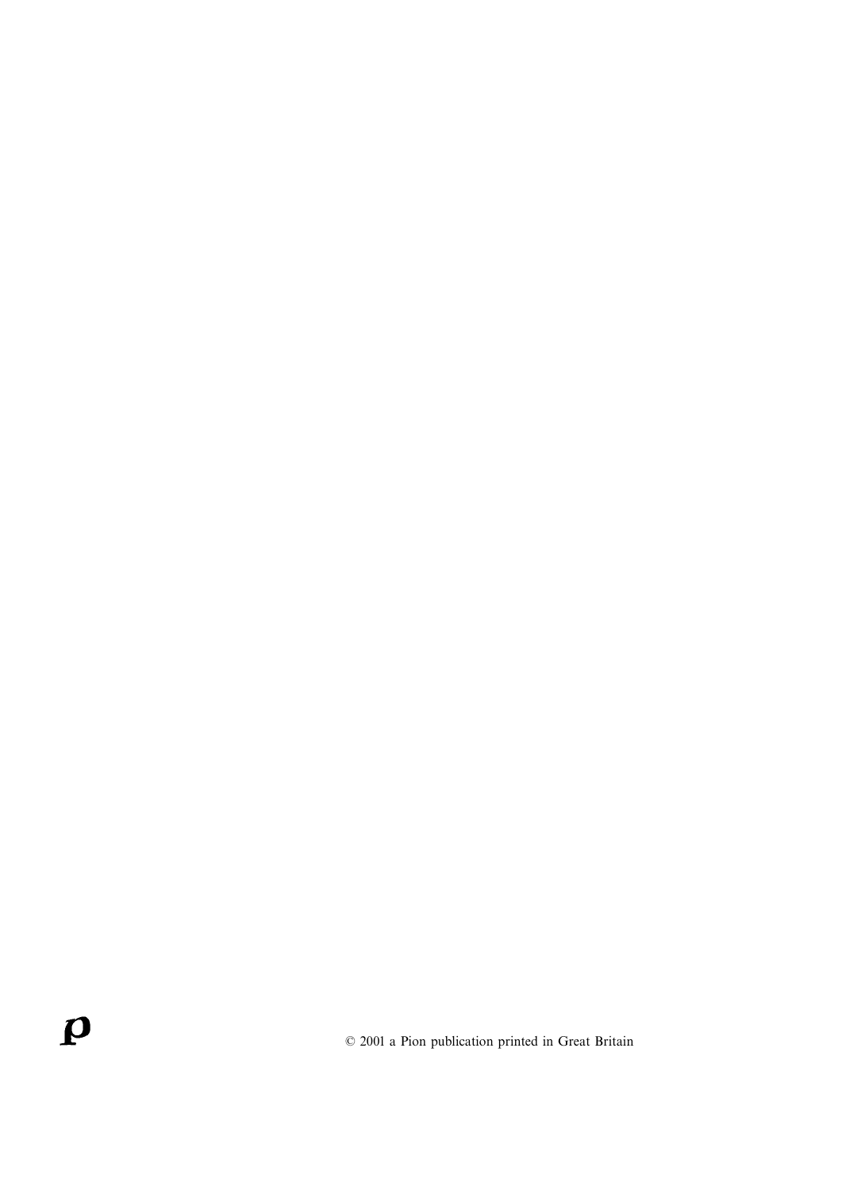© 2001 a Pion publication printed in Great Britain